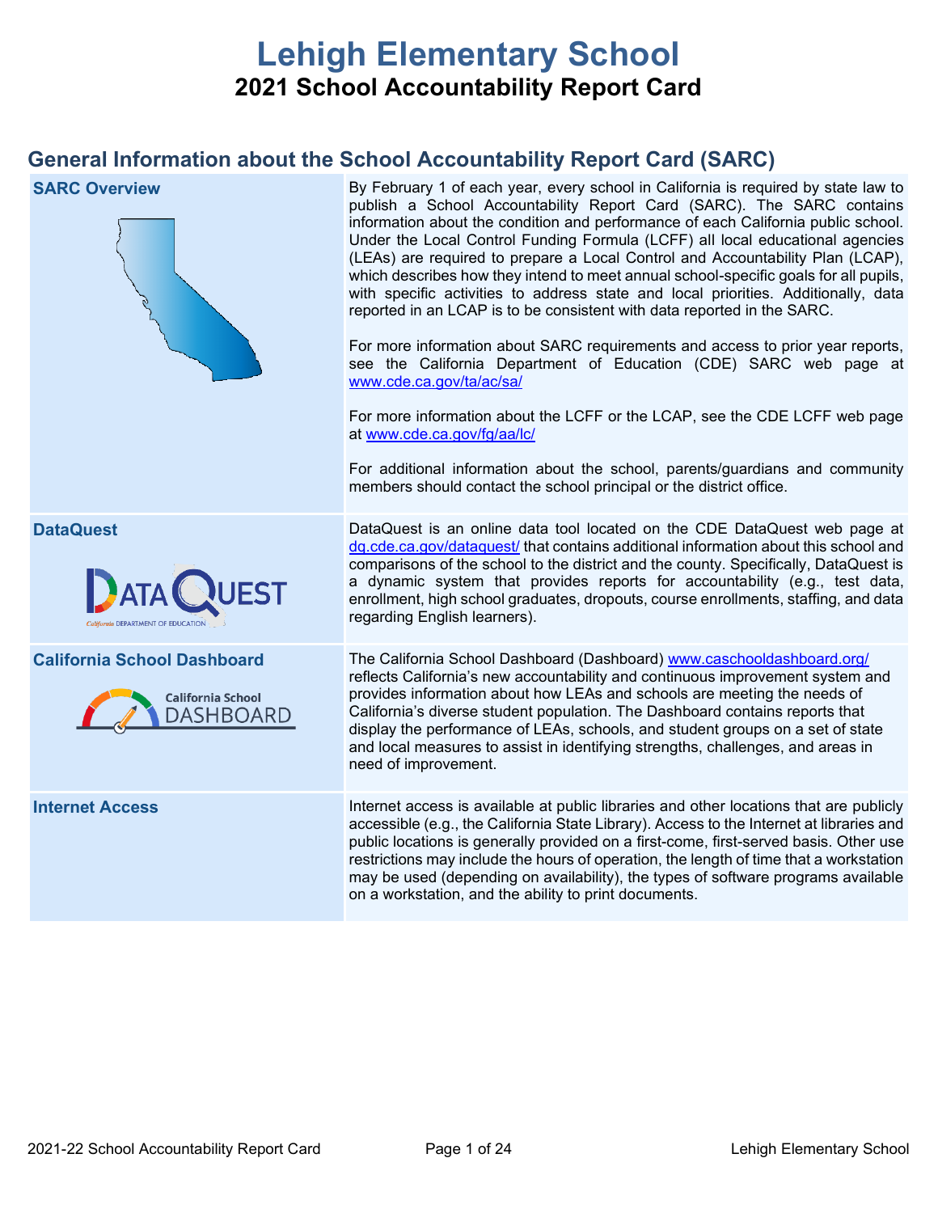# Lehigh Elementary School

## 2021 School Accountability Report Card

## General Information about the School Accountability Report Card (SARC)

| | |
|---|---|
| **SARC Overview** | By February 1 of each year, every school in California is required by state law to publish a School Accountability Report Card (SARC). The SARC contains information about the condition and performance of each California public school. Under the Local Control Funding Formula (LCFF) all local educational agencies (LEAs) are required to prepare a Local Control and Accountability Plan (LCAP), which describes how they intend to meet annual school-specific goals for all pupils, with specific activities to address state and local priorities. Additionally, data reported in an LCAP is to be consistent with data reported in the SARC. <br><br> For more information about SARC requirements and access to prior year reports, see the California Department of Education (CDE) SARC web page at www.cde.ca.gov/ta/ac/sa/ <br><br> For more information about the LCFF or the LCAP, see the CDE LCFF web page at www.cde.ca.gov/fg/aa/lc/ <br><br> For additional information about the school, parents/guardians and community members should contact the school principal or the district office. |
| **DataQuest** | DataQuest is an online data tool located on the CDE DataQuest web page at dq.cde.ca.gov/dataquest/ that contains additional information about this school and comparisons of the school to the district and the county. Specifically, DataQuest is a dynamic system that provides reports for accountability (e.g., test data, enrollment, high school graduates, dropouts, course enrollments, staffing, and data regarding English learners). |
| **California School Dashboard** | The California School Dashboard (Dashboard) www.caschooldashboard.org/ reflects California's new accountability and continuous improvement system and provides information about how LEAs and schools are meeting the needs of California's diverse student population. The Dashboard contains reports that display the performance of LEAs, schools, and student groups on a set of state and local measures to assist in identifying strengths, challenges, and areas in need of improvement. |
| **Internet Access** | Internet access is available at public libraries and other locations that are publicly accessible (e.g., the California State Library). Access to the Internet at libraries and public locations is generally provided on a first-come, first-served basis. Other use restrictions may include the hours of operation, the length of time that a workstation may be used (depending on availability), the types of software programs available on a workstation, and the ability to print documents. |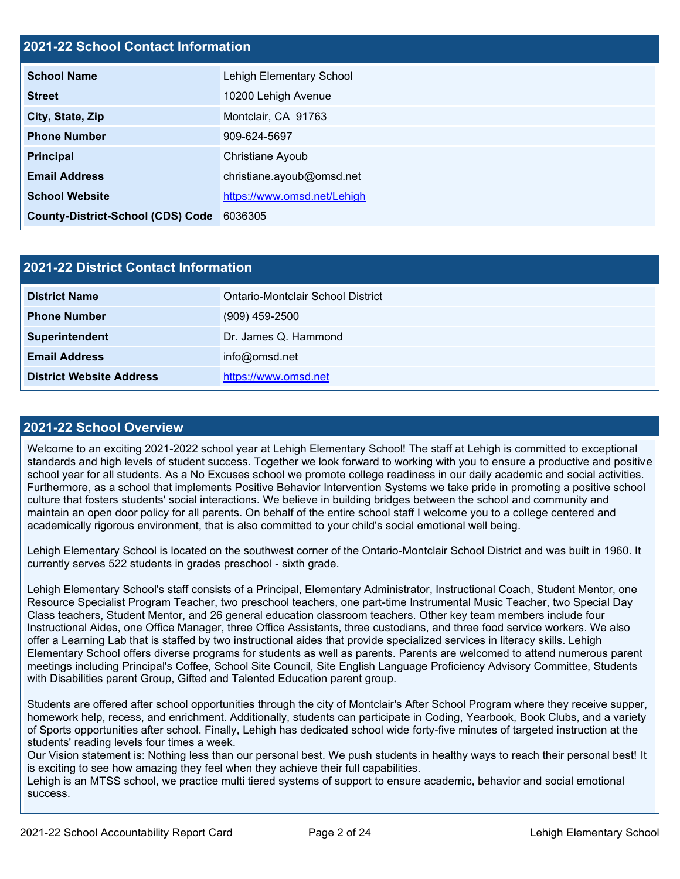## 2021-22 School Contact Information

| 2021-22 School Contact Information | |
|---|---|
| **School Name** | Lehigh Elementary School |
| **Street** | 10200 Lehigh Avenue |
| **City, State, Zip** | Montclair, CA  91763 |
| **Phone Number** | 909-624-5697 |
| **Principal** | Christiane Ayoub |
| **Email Address** | christiane.ayoub@omsd.net |
| **School Website** | https://www.omsd.net/Lehigh |
| **County-District-School (CDS) Code** | 6036305 |

## 2021-22 District Contact Information

| 2021-22 District Contact Information | |
|---|---|
| **District Name** | Ontario-Montclair School District |
| **Phone Number** | (909) 459-2500 |
| **Superintendent** | Dr. James Q. Hammond |
| **Email Address** | info@omsd.net |
| **District Website Address** | https://www.omsd.net |

## 2021-22 School Overview

Welcome to an exciting 2021-2022 school year at Lehigh Elementary School! The staff at Lehigh is committed to exceptional standards and high levels of student success. Together we look forward to working with you to ensure a productive and positive school year for all students. As a No Excuses school we promote college readiness in our daily academic and social activities. Furthermore, as a school that implements Positive Behavior Intervention Systems we take pride in promoting a positive school culture that fosters students' social interactions. We believe in building bridges between the school and community and maintain an open door policy for all parents. On behalf of the entire school staff I welcome you to a college centered and academically rigorous environment, that is also committed to your child's social emotional well being.

Lehigh Elementary School is located on the southwest corner of the Ontario-Montclair School District and was built in 1960. It currently serves 522 students in grades preschool - sixth grade.

Lehigh Elementary School's staff consists of a Principal, Elementary Administrator, Instructional Coach, Student Mentor, one Resource Specialist Program Teacher, two preschool teachers, one part-time Instrumental Music Teacher, two Special Day Class teachers, Student Mentor, and 26 general education classroom teachers. Other key team members include four Instructional Aides, one Office Manager, three Office Assistants, three custodians, and three food service workers. We also offer a Learning Lab that is staffed by two instructional aides that provide specialized services in literacy skills. Lehigh Elementary School offers diverse programs for students as well as parents. Parents are welcomed to attend numerous parent meetings including Principal's Coffee, School Site Council, Site English Language Proficiency Advisory Committee, Students with Disabilities parent Group, Gifted and Talented Education parent group.

Students are offered after school opportunities through the city of Montclair's After School Program where they receive supper, homework help, recess, and enrichment. Additionally, students can participate in Coding, Yearbook, Book Clubs, and a variety of Sports opportunities after school. Finally, Lehigh has dedicated school wide forty-five minutes of targeted instruction at the students' reading levels four times a week.
Our Vision statement is: Nothing less than our personal best. We push students in healthy ways to reach their personal best! It is exciting to see how amazing they feel when they achieve their full capabilities.
Lehigh is an MTSS school, we practice multi tiered systems of support to ensure academic, behavior and social emotional success.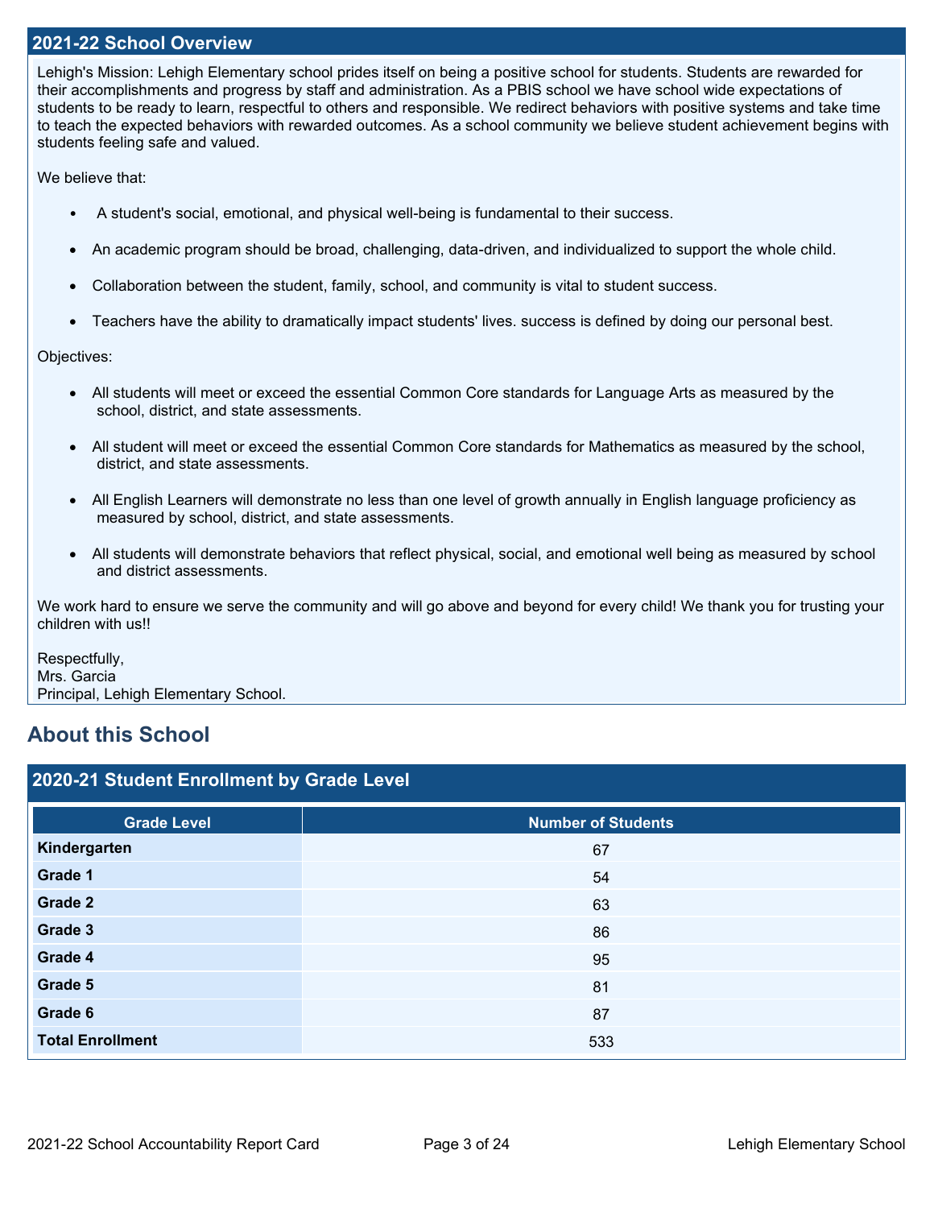## 2021-22 School Overview

Lehigh's Mission: Lehigh Elementary school prides itself on being a positive school for students. Students are rewarded for their accomplishments and progress by staff and administration. As a PBIS school we have school wide expectations of students to be ready to learn, respectful to others and responsible. We redirect behaviors with positive systems and take time to teach the expected behaviors with rewarded outcomes. As a school community we believe student achievement begins with students feeling safe and valued.

We believe that:

- A student's social, emotional, and physical well-being is fundamental to their success.
- An academic program should be broad, challenging, data-driven, and individualized to support the whole child.
- Collaboration between the student, family, school, and community is vital to student success.
- Teachers have the ability to dramatically impact students' lives. success is defined by doing our personal best.

Objectives:

- All students will meet or exceed the essential Common Core standards for Language Arts as measured by the school, district, and state assessments.
- All student will meet or exceed the essential Common Core standards for Mathematics as measured by the school, district, and state assessments.
- All English Learners will demonstrate no less than one level of growth annually in English language proficiency as measured by school, district, and state assessments.
- All students will demonstrate behaviors that reflect physical, social, and emotional well being as measured by school and district assessments.

We work hard to ensure we serve the community and will go above and beyond for every child! We thank you for trusting your children with us!!

Respectfully,
Mrs. Garcia
Principal, Lehigh Elementary School.

## About this School

### 2020-21 Student Enrollment by Grade Level

| Grade Level | Number of Students |
|---|---|
| **Kindergarten** | 67 |
| **Grade 1** | 54 |
| **Grade 2** | 63 |
| **Grade 3** | 86 |
| **Grade 4** | 95 |
| **Grade 5** | 81 |
| **Grade 6** | 87 |
| **Total Enrollment** | 533 |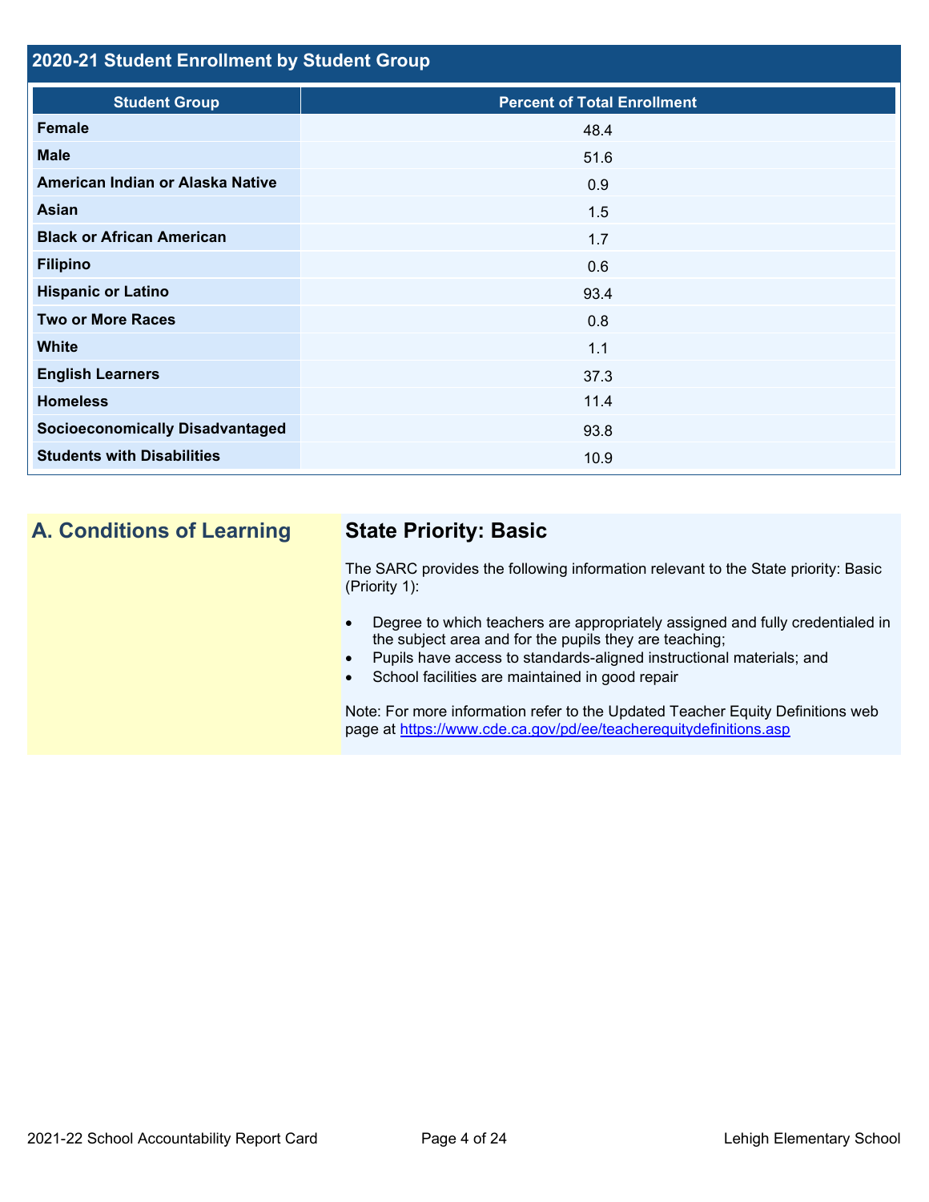## 2020-21 Student Enrollment by Student Group

| Student Group | Percent of Total Enrollment |
| --- | --- |
| Female | 48.4 |
| Male | 51.6 |
| American Indian or Alaska Native | 0.9 |
| Asian | 1.5 |
| Black or African American | 1.7 |
| Filipino | 0.6 |
| Hispanic or Latino | 93.4 |
| Two or More Races | 0.8 |
| White | 1.1 |
| English Learners | 37.3 |
| Homeless | 11.4 |
| Socioeconomically Disadvantaged | 93.8 |
| Students with Disabilities | 10.9 |

## A. Conditions of Learning

### State Priority: Basic

The SARC provides the following information relevant to the State priority: Basic (Priority 1):

- Degree to which teachers are appropriately assigned and fully credentialed in the subject area and for the pupils they are teaching;
- Pupils have access to standards-aligned instructional materials; and
- School facilities are maintained in good repair

Note: For more information refer to the Updated Teacher Equity Definitions web page at https://www.cde.ca.gov/pd/ee/teacherequitydefinitions.asp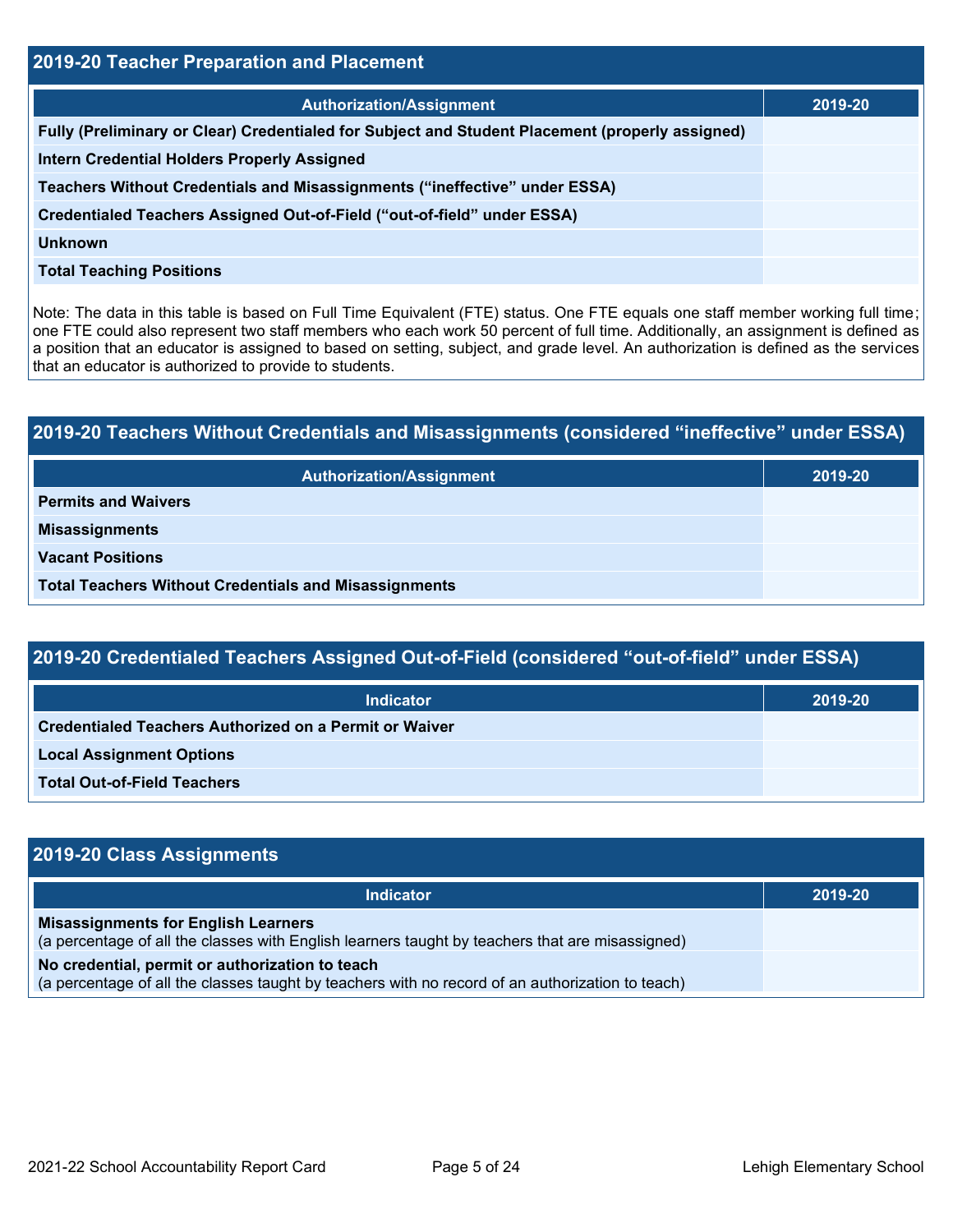## 2019-20 Teacher Preparation and Placement

| Authorization/Assignment | 2019-20 |
|---|---|
| Fully (Preliminary or Clear) Credentialed for Subject and Student Placement (properly assigned) | |
| Intern Credential Holders Properly Assigned | |
| Teachers Without Credentials and Misassignments (“ineffective” under ESSA) | |
| Credentialed Teachers Assigned Out-of-Field (“out-of-field” under ESSA) | |
| Unknown | |
| Total Teaching Positions | |

Note: The data in this table is based on Full Time Equivalent (FTE) status. One FTE equals one staff member working full time; one FTE could also represent two staff members who each work 50 percent of full time. Additionally, an assignment is defined as a position that an educator is assigned to based on setting, subject, and grade level. An authorization is defined as the services that an educator is authorized to provide to students.

## 2019-20 Teachers Without Credentials and Misassignments (considered “ineffective” under ESSA)

| Authorization/Assignment | 2019-20 |
|---|---|
| Permits and Waivers | |
| Misassignments | |
| Vacant Positions | |
| Total Teachers Without Credentials and Misassignments | |

## 2019-20 Credentialed Teachers Assigned Out-of-Field (considered “out-of-field” under ESSA)

| Indicator | 2019-20 |
|---|---|
| Credentialed Teachers Authorized on a Permit or Waiver | |
| Local Assignment Options | |
| Total Out-of-Field Teachers | |

## 2019-20 Class Assignments

| Indicator | 2019-20 |
|---|---|
| **Misassignments for English Learners** (a percentage of all the classes with English learners taught by teachers that are misassigned) | |
| **No credential, permit or authorization to teach** (a percentage of all the classes taught by teachers with no record of an authorization to teach) | |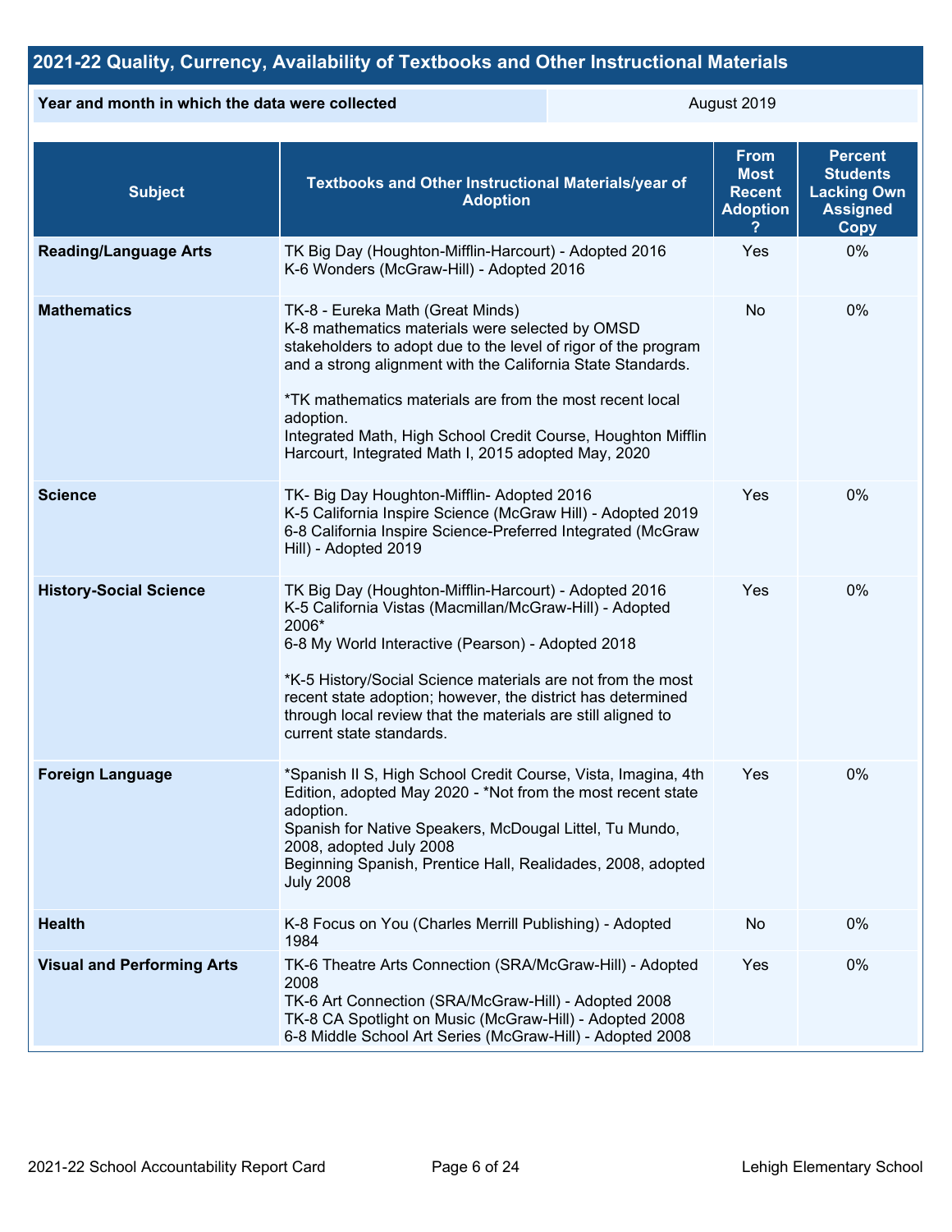## 2021-22 Quality, Currency, Availability of Textbooks and Other Instructional Materials

| Year and month in which the data were collected | August 2019 |
| --- | --- |

| Subject | Textbooks and Other Instructional Materials/year of Adoption | From Most Recent Adoption ? | Percent Students Lacking Own Assigned Copy |
| --- | --- | --- | --- |
| **Reading/Language Arts** | TK Big Day (Houghton-Mifflin-Harcourt) - Adopted 2016<br>K-6 Wonders (McGraw-Hill) - Adopted 2016 | Yes | 0% |
| **Mathematics** | TK-8 - Eureka Math (Great Minds)<br>K-8 mathematics materials were selected by OMSD stakeholders to adopt due to the level of rigor of the program and a strong alignment with the California State Standards.<br><br>*TK mathematics materials are from the most recent local adoption.<br>Integrated Math, High School Credit Course, Houghton Mifflin Harcourt, Integrated Math I, 2015 adopted May, 2020 | No | 0% |
| **Science** | TK- Big Day Houghton-Mifflin- Adopted 2016<br>K-5 California Inspire Science (McGraw Hill) - Adopted 2019<br>6-8 California Inspire Science-Preferred Integrated (McGraw Hill) - Adopted 2019 | Yes | 0% |
| **History-Social Science** | TK Big Day (Houghton-Mifflin-Harcourt) - Adopted 2016<br>K-5 California Vistas (Macmillan/McGraw-Hill) - Adopted 2006*<br>6-8 My World Interactive (Pearson) - Adopted 2018<br><br>*K-5 History/Social Science materials are not from the most recent state adoption; however, the district has determined through local review that the materials are still aligned to current state standards. | Yes | 0% |
| **Foreign Language** | *Spanish II S, High School Credit Course, Vista, Imagina, 4th Edition, adopted May 2020 - *Not from the most recent state adoption.<br>Spanish for Native Speakers, McDougal Littel, Tu Mundo, 2008, adopted July 2008<br>Beginning Spanish, Prentice Hall, Realidades, 2008, adopted July 2008 | Yes | 0% |
| **Health** | K-8 Focus on You (Charles Merrill Publishing) - Adopted 1984 | No | 0% |
| **Visual and Performing Arts** | TK-6 Theatre Arts Connection (SRA/McGraw-Hill) - Adopted 2008<br>TK-6 Art Connection (SRA/McGraw-Hill) - Adopted 2008<br>TK-8 CA Spotlight on Music (McGraw-Hill) - Adopted 2008<br>6-8 Middle School Art Series (McGraw-Hill) - Adopted 2008 | Yes | 0% |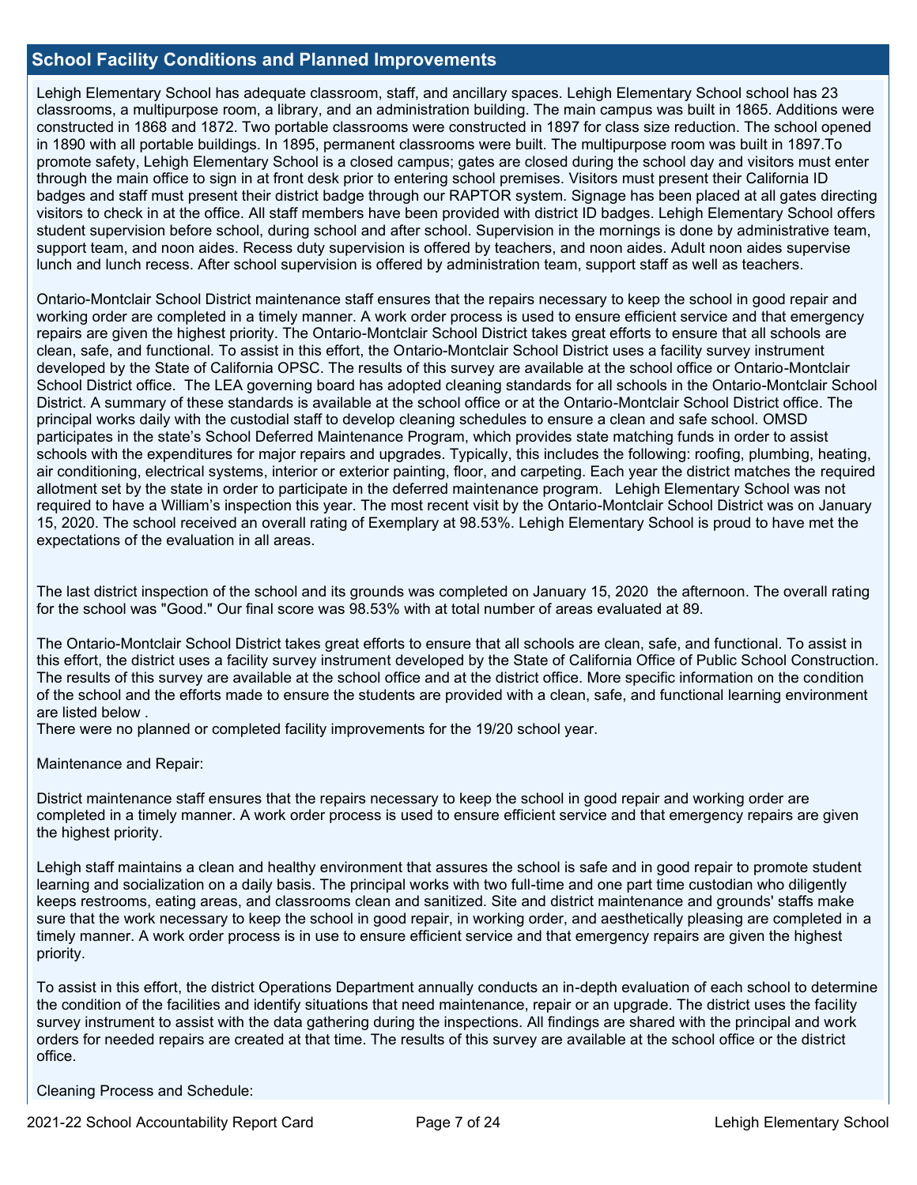## School Facility Conditions and Planned Improvements

Lehigh Elementary School has adequate classroom, staff, and ancillary spaces. Lehigh Elementary School school has 23 classrooms, a multipurpose room, a library, and an administration building. The main campus was built in 1865. Additions were constructed in 1868 and 1872. Two portable classrooms were constructed in 1897 for class size reduction. The school opened in 1890 with all portable buildings. In 1895, permanent classrooms were built. The multipurpose room was built in 1897.To promote safety, Lehigh Elementary School is a closed campus; gates are closed during the school day and visitors must enter through the main office to sign in at front desk prior to entering school premises. Visitors must present their California ID badges and staff must present their district badge through our RAPTOR system. Signage has been placed at all gates directing visitors to check in at the office. All staff members have been provided with district ID badges. Lehigh Elementary School offers student supervision before school, during school and after school. Supervision in the mornings is done by administrative team, support team, and noon aides. Recess duty supervision is offered by teachers, and noon aides. Adult noon aides supervise lunch and lunch recess. After school supervision is offered by administration team, support staff as well as teachers.

Ontario-Montclair School District maintenance staff ensures that the repairs necessary to keep the school in good repair and working order are completed in a timely manner. A work order process is used to ensure efficient service and that emergency repairs are given the highest priority. The Ontario-Montclair School District takes great efforts to ensure that all schools are clean, safe, and functional. To assist in this effort, the Ontario-Montclair School District uses a facility survey instrument developed by the State of California OPSC. The results of this survey are available at the school office or Ontario-Montclair School District office. The LEA governing board has adopted cleaning standards for all schools in the Ontario-Montclair School District. A summary of these standards is available at the school office or at the Ontario-Montclair School District office. The principal works daily with the custodial staff to develop cleaning schedules to ensure a clean and safe school. OMSD participates in the state's School Deferred Maintenance Program, which provides state matching funds in order to assist schools with the expenditures for major repairs and upgrades. Typically, this includes the following: roofing, plumbing, heating, air conditioning, electrical systems, interior or exterior painting, floor, and carpeting. Each year the district matches the required allotment set by the state in order to participate in the deferred maintenance program. Lehigh Elementary School was not required to have a William's inspection this year. The most recent visit by the Ontario-Montclair School District was on January 15, 2020. The school received an overall rating of Exemplary at 98.53%. Lehigh Elementary School is proud to have met the expectations of the evaluation in all areas.

The last district inspection of the school and its grounds was completed on January 15, 2020 the afternoon. The overall rating for the school was "Good." Our final score was 98.53% with at total number of areas evaluated at 89.

The Ontario-Montclair School District takes great efforts to ensure that all schools are clean, safe, and functional. To assist in this effort, the district uses a facility survey instrument developed by the State of California Office of Public School Construction. The results of this survey are available at the school office and at the district office. More specific information on the condition of the school and the efforts made to ensure the students are provided with a clean, safe, and functional learning environment are listed below .
There were no planned or completed facility improvements for the 19/20 school year.

Maintenance and Repair:

District maintenance staff ensures that the repairs necessary to keep the school in good repair and working order are completed in a timely manner. A work order process is used to ensure efficient service and that emergency repairs are given the highest priority.

Lehigh staff maintains a clean and healthy environment that assures the school is safe and in good repair to promote student learning and socialization on a daily basis. The principal works with two full-time and one part time custodian who diligently keeps restrooms, eating areas, and classrooms clean and sanitized. Site and district maintenance and grounds' staffs make sure that the work necessary to keep the school in good repair, in working order, and aesthetically pleasing are completed in a timely manner. A work order process is in use to ensure efficient service and that emergency repairs are given the highest priority.

To assist in this effort, the district Operations Department annually conducts an in-depth evaluation of each school to determine the condition of the facilities and identify situations that need maintenance, repair or an upgrade. The district uses the facility survey instrument to assist with the data gathering during the inspections. All findings are shared with the principal and work orders for needed repairs are created at that time. The results of this survey are available at the school office or the district office.

Cleaning Process and Schedule: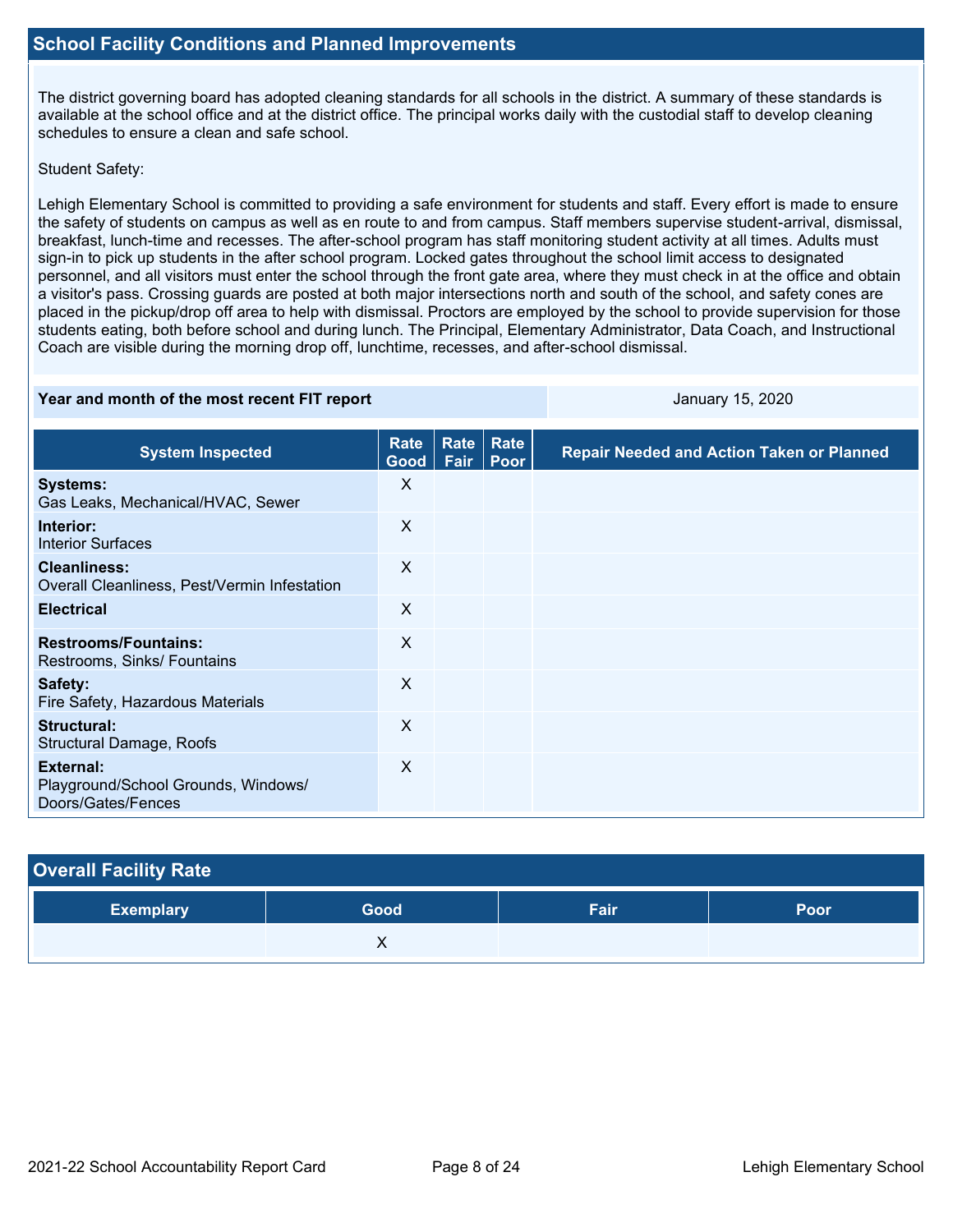## School Facility Conditions and Planned Improvements

The district governing board has adopted cleaning standards for all schools in the district. A summary of these standards is available at the school office and at the district office. The principal works daily with the custodial staff to develop cleaning schedules to ensure a clean and safe school.

Student Safety:

Lehigh Elementary School is committed to providing a safe environment for students and staff. Every effort is made to ensure the safety of students on campus as well as en route to and from campus. Staff members supervise student-arrival, dismissal, breakfast, lunch-time and recesses. The after-school program has staff monitoring student activity at all times. Adults must sign-in to pick up students in the after school program. Locked gates throughout the school limit access to designated personnel, and all visitors must enter the school through the front gate area, where they must check in at the office and obtain a visitor's pass. Crossing guards are posted at both major intersections north and south of the school, and safety cones are placed in the pickup/drop off area to help with dismissal. Proctors are employed by the school to provide supervision for those students eating, both before school and during lunch. The Principal, Elementary Administrator, Data Coach, and Instructional Coach are visible during the morning drop off, lunchtime, recesses, and after-school dismissal.

| Year and month of the most recent FIT report | January 15, 2020 |
|---|---|

| System Inspected | Rate Good | Rate Fair | Rate Poor | Repair Needed and Action Taken or Planned |
|---|---|---|---|---|
| **Systems:** Gas Leaks, Mechanical/HVAC, Sewer | X | | | |
| **Interior:** Interior Surfaces | X | | | |
| **Cleanliness:** Overall Cleanliness, Pest/Vermin Infestation | X | | | |
| **Electrical** | X | | | |
| **Restrooms/Fountains:** Restrooms, Sinks/ Fountains | X | | | |
| **Safety:** Fire Safety, Hazardous Materials | X | | | |
| **Structural:** Structural Damage, Roofs | X | | | |
| **External:** Playground/School Grounds, Windows/ Doors/Gates/Fences | X | | | |

## Overall Facility Rate

| Exemplary | Good | Fair | Poor |
|---|---|---|---|
| | X | | |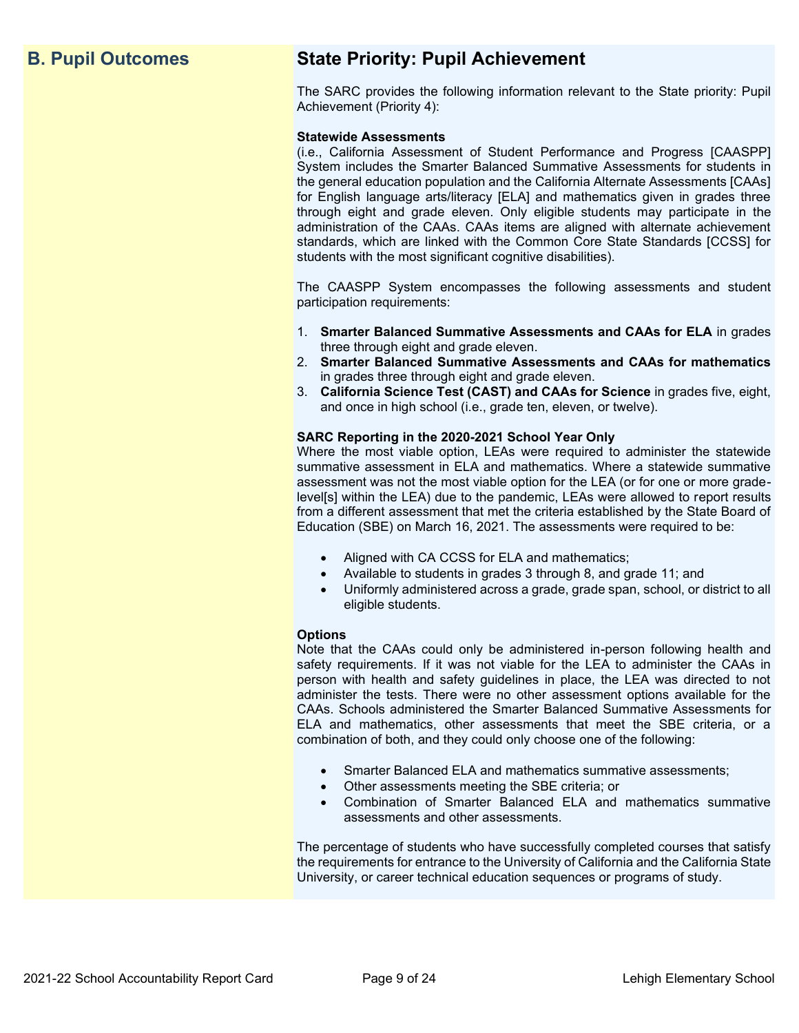## B. Pupil Outcomes

## State Priority: Pupil Achievement

The SARC provides the following information relevant to the State priority: Pupil Achievement (Priority 4):

**Statewide Assessments**
(i.e., California Assessment of Student Performance and Progress [CAASPP] System includes the Smarter Balanced Summative Assessments for students in the general education population and the California Alternate Assessments [CAAs] for English language arts/literacy [ELA] and mathematics given in grades three through eight and grade eleven. Only eligible students may participate in the administration of the CAAs. CAAs items are aligned with alternate achievement standards, which are linked with the Common Core State Standards [CCSS] for students with the most significant cognitive disabilities).

The CAASPP System encompasses the following assessments and student participation requirements:

1. **Smarter Balanced Summative Assessments and CAAs for ELA** in grades three through eight and grade eleven.
2. **Smarter Balanced Summative Assessments and CAAs for mathematics** in grades three through eight and grade eleven.
3. **California Science Test (CAST) and CAAs for Science** in grades five, eight, and once in high school (i.e., grade ten, eleven, or twelve).

**SARC Reporting in the 2020-2021 School Year Only**
Where the most viable option, LEAs were required to administer the statewide summative assessment in ELA and mathematics. Where a statewide summative assessment was not the most viable option for the LEA (or for one or more grade-level[s] within the LEA) due to the pandemic, LEAs were allowed to report results from a different assessment that met the criteria established by the State Board of Education (SBE) on March 16, 2021. The assessments were required to be:

- Aligned with CA CCSS for ELA and mathematics;
- Available to students in grades 3 through 8, and grade 11; and
- Uniformly administered across a grade, grade span, school, or district to all eligible students.

**Options**
Note that the CAAs could only be administered in-person following health and safety requirements. If it was not viable for the LEA to administer the CAAs in person with health and safety guidelines in place, the LEA was directed to not administer the tests. There were no other assessment options available for the CAAs. Schools administered the Smarter Balanced Summative Assessments for ELA and mathematics, other assessments that meet the SBE criteria, or a combination of both, and they could only choose one of the following:

- Smarter Balanced ELA and mathematics summative assessments;
- Other assessments meeting the SBE criteria; or
- Combination of Smarter Balanced ELA and mathematics summative assessments and other assessments.

The percentage of students who have successfully completed courses that satisfy the requirements for entrance to the University of California and the California State University, or career technical education sequences or programs of study.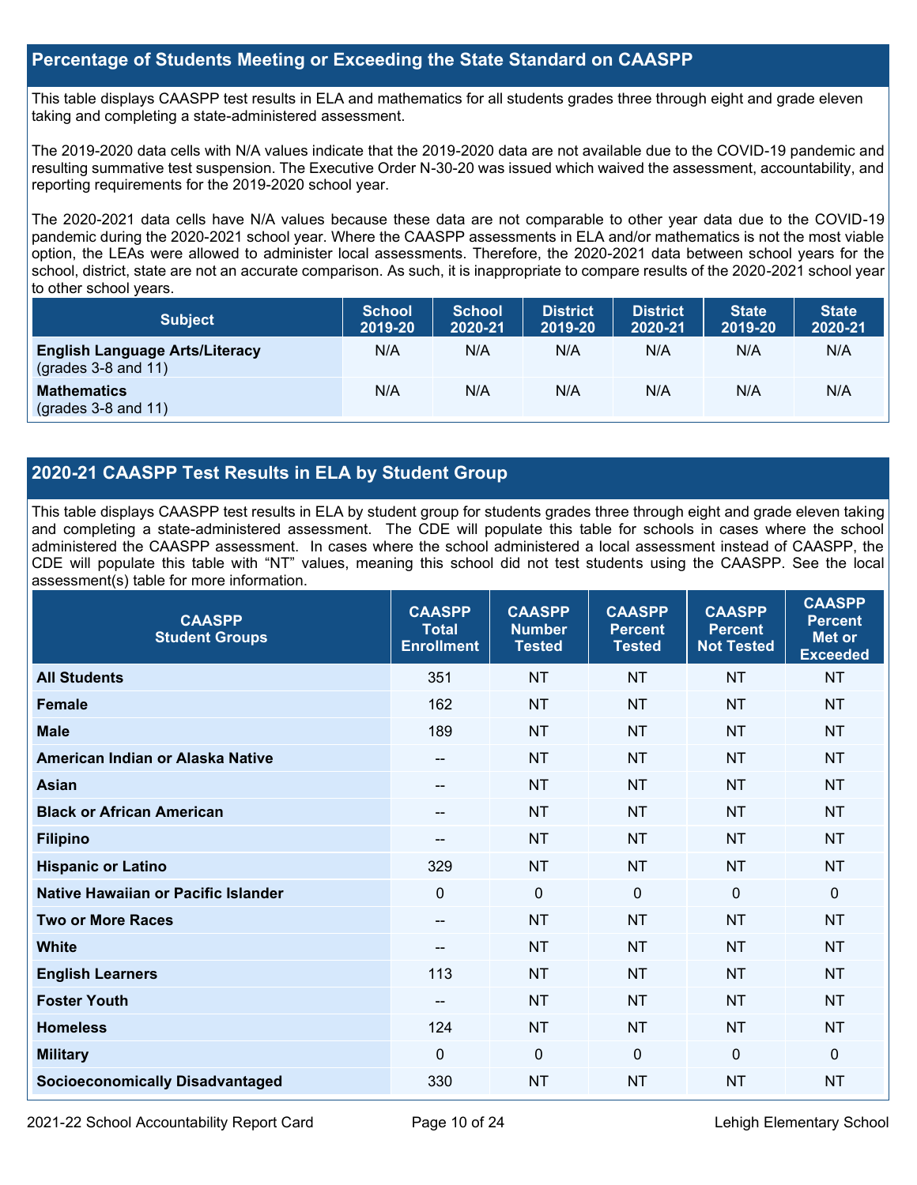## Percentage of Students Meeting or Exceeding the State Standard on CAASPP

This table displays CAASPP test results in ELA and mathematics for all students grades three through eight and grade eleven taking and completing a state-administered assessment.

The 2019-2020 data cells with N/A values indicate that the 2019-2020 data are not available due to the COVID-19 pandemic and resulting summative test suspension. The Executive Order N-30-20 was issued which waived the assessment, accountability, and reporting requirements for the 2019-2020 school year.

The 2020-2021 data cells have N/A values because these data are not comparable to other year data due to the COVID-19 pandemic during the 2020-2021 school year. Where the CAASPP assessments in ELA and/or mathematics is not the most viable option, the LEAs were allowed to administer local assessments. Therefore, the 2020-2021 data between school years for the school, district, state are not an accurate comparison. As such, it is inappropriate to compare results of the 2020-2021 school year to other school years.

| Subject | School 2019-20 | School 2020-21 | District 2019-20 | District 2020-21 | State 2019-20 | State 2020-21 |
|---|---|---|---|---|---|---|
| **English Language Arts/Literacy** (grades 3-8 and 11) | N/A | N/A | N/A | N/A | N/A | N/A |
| **Mathematics** (grades 3-8 and 11) | N/A | N/A | N/A | N/A | N/A | N/A |

## 2020-21 CAASPP Test Results in ELA by Student Group

This table displays CAASPP test results in ELA by student group for students grades three through eight and grade eleven taking and completing a state-administered assessment. The CDE will populate this table for schools in cases where the school administered the CAASPP assessment. In cases where the school administered a local assessment instead of CAASPP, the CDE will populate this table with "NT" values, meaning this school did not test students using the CAASPP. See the local assessment(s) table for more information.

| CAASPP Student Groups | CAASPP Total Enrollment | CAASPP Number Tested | CAASPP Percent Tested | CAASPP Percent Not Tested | CAASPP Percent Met or Exceeded |
|---|---|---|---|---|---|
| **All Students** | 351 | NT | NT | NT | NT |
| **Female** | 162 | NT | NT | NT | NT |
| **Male** | 189 | NT | NT | NT | NT |
| **American Indian or Alaska Native** | -- | NT | NT | NT | NT |
| **Asian** | -- | NT | NT | NT | NT |
| **Black or African American** | -- | NT | NT | NT | NT |
| **Filipino** | -- | NT | NT | NT | NT |
| **Hispanic or Latino** | 329 | NT | NT | NT | NT |
| **Native Hawaiian or Pacific Islander** | 0 | 0 | 0 | 0 | 0 |
| **Two or More Races** | -- | NT | NT | NT | NT |
| **White** | -- | NT | NT | NT | NT |
| **English Learners** | 113 | NT | NT | NT | NT |
| **Foster Youth** | -- | NT | NT | NT | NT |
| **Homeless** | 124 | NT | NT | NT | NT |
| **Military** | 0 | 0 | 0 | 0 | 0 |
| **Socioeconomically Disadvantaged** | 330 | NT | NT | NT | NT |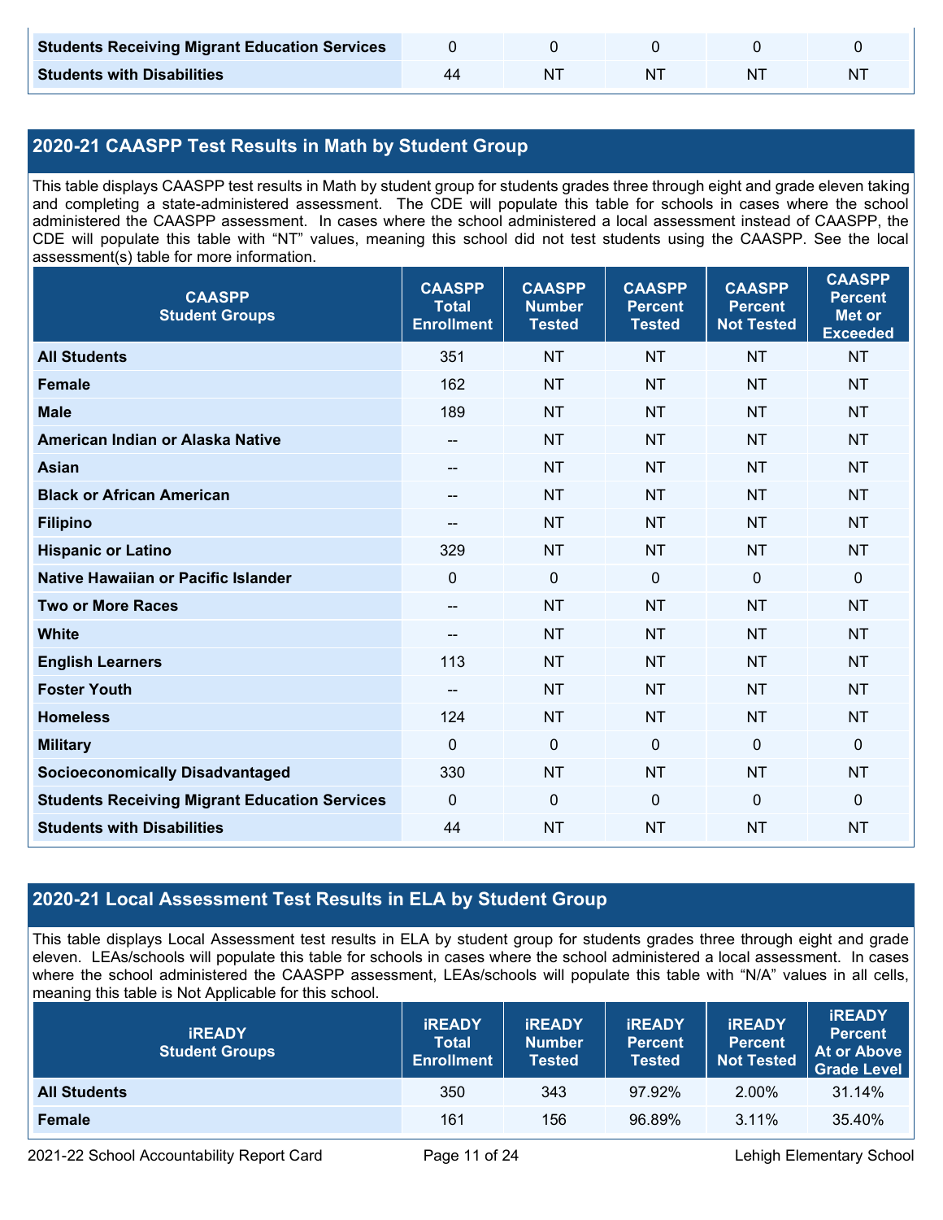| | | | | | |
|---|---|---|---|---|---|
| **Students Receiving Migrant Education Services** | 0 | 0 | 0 | 0 | 0 |
| **Students with Disabilities** | 44 | NT | NT | NT | NT |

## 2020-21 CAASPP Test Results in Math by Student Group

This table displays CAASPP test results in Math by student group for students grades three through eight and grade eleven taking and completing a state-administered assessment. The CDE will populate this table for schools in cases where the school administered the CAASPP assessment. In cases where the school administered a local assessment instead of CAASPP, the CDE will populate this table with "NT" values, meaning this school did not test students using the CAASPP. See the local assessment(s) table for more information.

| CAASPP Student Groups | CAASPP Total Enrollment | CAASPP Number Tested | CAASPP Percent Tested | CAASPP Percent Not Tested | CAASPP Percent Met or Exceeded |
|---|---|---|---|---|---|
| **All Students** | 351 | NT | NT | NT | NT |
| **Female** | 162 | NT | NT | NT | NT |
| **Male** | 189 | NT | NT | NT | NT |
| **American Indian or Alaska Native** | -- | NT | NT | NT | NT |
| **Asian** | -- | NT | NT | NT | NT |
| **Black or African American** | -- | NT | NT | NT | NT |
| **Filipino** | -- | NT | NT | NT | NT |
| **Hispanic or Latino** | 329 | NT | NT | NT | NT |
| **Native Hawaiian or Pacific Islander** | 0 | 0 | 0 | 0 | 0 |
| **Two or More Races** | -- | NT | NT | NT | NT |
| **White** | -- | NT | NT | NT | NT |
| **English Learners** | 113 | NT | NT | NT | NT |
| **Foster Youth** | -- | NT | NT | NT | NT |
| **Homeless** | 124 | NT | NT | NT | NT |
| **Military** | 0 | 0 | 0 | 0 | 0 |
| **Socioeconomically Disadvantaged** | 330 | NT | NT | NT | NT |
| **Students Receiving Migrant Education Services** | 0 | 0 | 0 | 0 | 0 |
| **Students with Disabilities** | 44 | NT | NT | NT | NT |

## 2020-21 Local Assessment Test Results in ELA by Student Group

This table displays Local Assessment test results in ELA by student group for students grades three through eight and grade eleven. LEAs/schools will populate this table for schools in cases where the school administered a local assessment. In cases where the school administered the CAASPP assessment, LEAs/schools will populate this table with "N/A" values in all cells, meaning this table is Not Applicable for this school.

| iREADY Student Groups | iREADY Total Enrollment | iREADY Number Tested | iREADY Percent Tested | iREADY Percent Not Tested | iREADY Percent At or Above Grade Level |
|---|---|---|---|---|---|
| **All Students** | 350 | 343 | 97.92% | 2.00% | 31.14% |
| **Female** | 161 | 156 | 96.89% | 3.11% | 35.40% |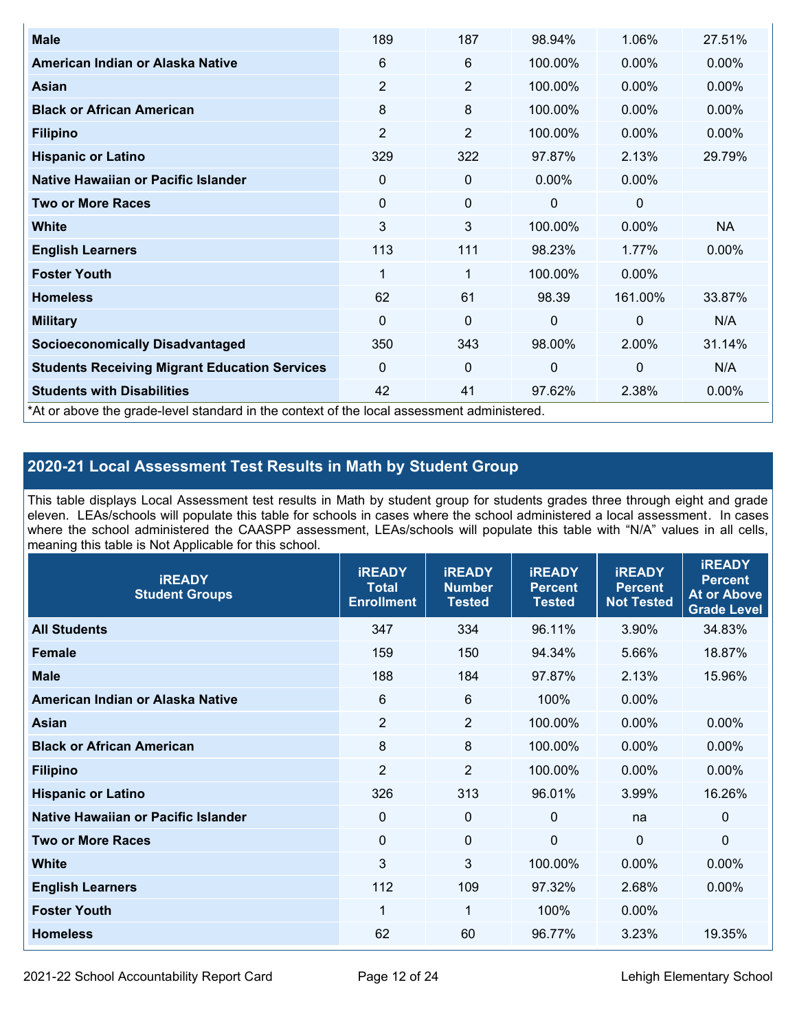| | | | | | |
|---|---|---|---|---|---|
| **Male** | 189 | 187 | 98.94% | 1.06% | 27.51% |
| **American Indian or Alaska Native** | 6 | 6 | 100.00% | 0.00% | 0.00% |
| **Asian** | 2 | 2 | 100.00% | 0.00% | 0.00% |
| **Black or African American** | 8 | 8 | 100.00% | 0.00% | 0.00% |
| **Filipino** | 2 | 2 | 100.00% | 0.00% | 0.00% |
| **Hispanic or Latino** | 329 | 322 | 97.87% | 2.13% | 29.79% |
| **Native Hawaiian or Pacific Islander** | 0 | 0 | 0.00% | 0.00% | |
| **Two or More Races** | 0 | 0 | 0 | 0 | |
| **White** | 3 | 3 | 100.00% | 0.00% | NA |
| **English Learners** | 113 | 111 | 98.23% | 1.77% | 0.00% |
| **Foster Youth** | 1 | 1 | 100.00% | 0.00% | |
| **Homeless** | 62 | 61 | 98.39 | 161.00% | 33.87% |
| **Military** | 0 | 0 | 0 | 0 | N/A |
| **Socioeconomically Disadvantaged** | 350 | 343 | 98.00% | 2.00% | 31.14% |
| **Students Receiving Migrant Education Services** | 0 | 0 | 0 | 0 | N/A |
| **Students with Disabilities** | 42 | 41 | 97.62% | 2.38% | 0.00% |

*At or above the grade-level standard in the context of the local assessment administered.

## 2020-21 Local Assessment Test Results in Math by Student Group

This table displays Local Assessment test results in Math by student group for students grades three through eight and grade eleven. LEAs/schools will populate this table for schools in cases where the school administered a local assessment. In cases where the school administered the CAASPP assessment, LEAs/schools will populate this table with "N/A" values in all cells, meaning this table is Not Applicable for this school.

| iREADY Student Groups | iREADY Total Enrollment | iREADY Number Tested | iREADY Percent Tested | iREADY Percent Not Tested | iREADY Percent At or Above Grade Level |
|---|---|---|---|---|---|
| **All Students** | 347 | 334 | 96.11% | 3.90% | 34.83% |
| **Female** | 159 | 150 | 94.34% | 5.66% | 18.87% |
| **Male** | 188 | 184 | 97.87% | 2.13% | 15.96% |
| **American Indian or Alaska Native** | 6 | 6 | 100% | 0.00% | |
| **Asian** | 2 | 2 | 100.00% | 0.00% | 0.00% |
| **Black or African American** | 8 | 8 | 100.00% | 0.00% | 0.00% |
| **Filipino** | 2 | 2 | 100.00% | 0.00% | 0.00% |
| **Hispanic or Latino** | 326 | 313 | 96.01% | 3.99% | 16.26% |
| **Native Hawaiian or Pacific Islander** | 0 | 0 | 0 | na | 0 |
| **Two or More Races** | 0 | 0 | 0 | 0 | 0 |
| **White** | 3 | 3 | 100.00% | 0.00% | 0.00% |
| **English Learners** | 112 | 109 | 97.32% | 2.68% | 0.00% |
| **Foster Youth** | 1 | 1 | 100% | 0.00% | |
| **Homeless** | 62 | 60 | 96.77% | 3.23% | 19.35% |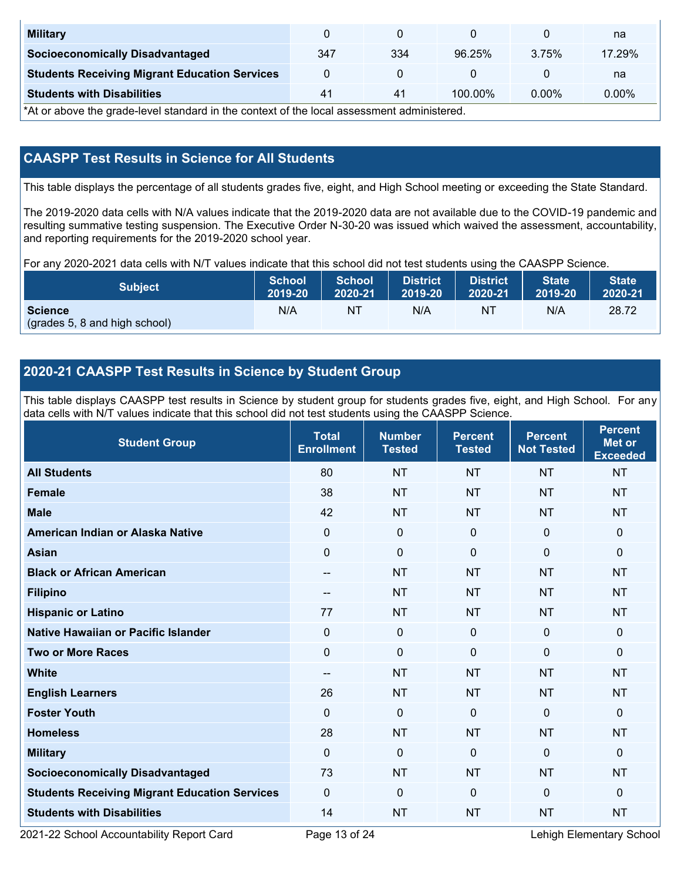| | | | | | |
|---|---|---|---|---|---|
| **Military** | 0 | 0 | 0 | 0 | na |
| **Socioeconomically Disadvantaged** | 347 | 334 | 96.25% | 3.75% | 17.29% |
| **Students Receiving Migrant Education Services** | 0 | 0 | 0 | 0 | na |
| **Students with Disabilities** | 41 | 41 | 100.00% | 0.00% | 0.00% |

*At or above the grade-level standard in the context of the local assessment administered.

## CAASPP Test Results in Science for All Students

This table displays the percentage of all students grades five, eight, and High School meeting or exceeding the State Standard.

The 2019-2020 data cells with N/A values indicate that the 2019-2020 data are not available due to the COVID-19 pandemic and resulting summative testing suspension. The Executive Order N-30-20 was issued which waived the assessment, accountability, and reporting requirements for the 2019-2020 school year.

For any 2020-2021 data cells with N/T values indicate that this school did not test students using the CAASPP Science.

| Subject | School 2019-20 | School 2020-21 | District 2019-20 | District 2020-21 | State 2019-20 | State 2020-21 |
|---|---|---|---|---|---|---|
| **Science** (grades 5, 8 and high school) | N/A | NT | N/A | NT | N/A | 28.72 |

## 2020-21 CAASPP Test Results in Science by Student Group

This table displays CAASPP test results in Science by student group for students grades five, eight, and High School. For any data cells with N/T values indicate that this school did not test students using the CAASPP Science.

| Student Group | Total Enrollment | Number Tested | Percent Tested | Percent Not Tested | Percent Met or Exceeded |
|---|---|---|---|---|---|
| **All Students** | 80 | NT | NT | NT | NT |
| **Female** | 38 | NT | NT | NT | NT |
| **Male** | 42 | NT | NT | NT | NT |
| **American Indian or Alaska Native** | 0 | 0 | 0 | 0 | 0 |
| **Asian** | 0 | 0 | 0 | 0 | 0 |
| **Black or African American** | -- | NT | NT | NT | NT |
| **Filipino** | -- | NT | NT | NT | NT |
| **Hispanic or Latino** | 77 | NT | NT | NT | NT |
| **Native Hawaiian or Pacific Islander** | 0 | 0 | 0 | 0 | 0 |
| **Two or More Races** | 0 | 0 | 0 | 0 | 0 |
| **White** | -- | NT | NT | NT | NT |
| **English Learners** | 26 | NT | NT | NT | NT |
| **Foster Youth** | 0 | 0 | 0 | 0 | 0 |
| **Homeless** | 28 | NT | NT | NT | NT |
| **Military** | 0 | 0 | 0 | 0 | 0 |
| **Socioeconomically Disadvantaged** | 73 | NT | NT | NT | NT |
| **Students Receiving Migrant Education Services** | 0 | 0 | 0 | 0 | 0 |
| **Students with Disabilities** | 14 | NT | NT | NT | NT |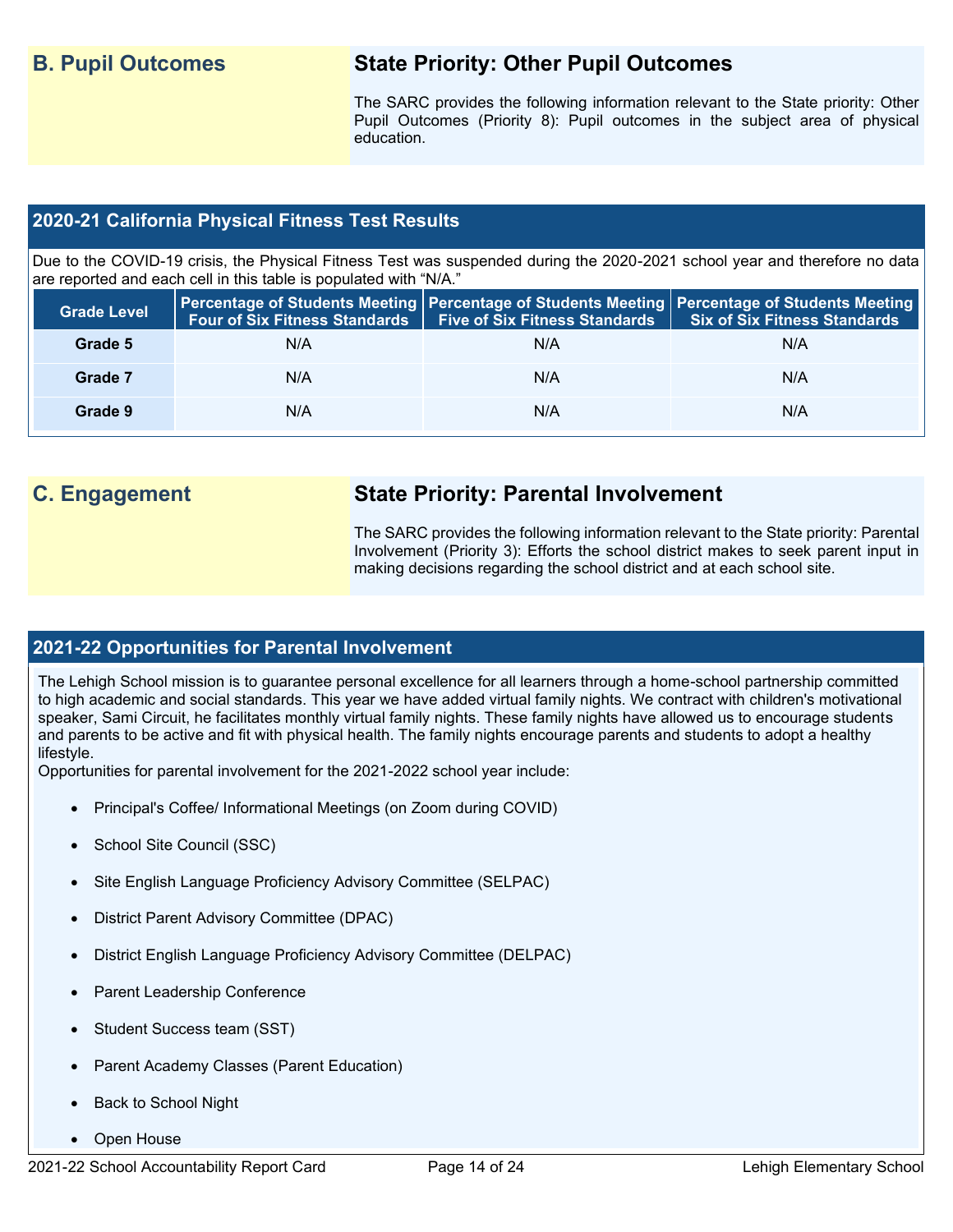## B. Pupil Outcomes

### State Priority: Other Pupil Outcomes

The SARC provides the following information relevant to the State priority: Other Pupil Outcomes (Priority 8): Pupil outcomes in the subject area of physical education.

### 2020-21 California Physical Fitness Test Results

Due to the COVID-19 crisis, the Physical Fitness Test was suspended during the 2020-2021 school year and therefore no data are reported and each cell in this table is populated with "N/A."

| Grade Level | Percentage of Students Meeting Four of Six Fitness Standards | Percentage of Students Meeting Five of Six Fitness Standards | Percentage of Students Meeting Six of Six Fitness Standards |
|---|---|---|---|
| Grade 5 | N/A | N/A | N/A |
| Grade 7 | N/A | N/A | N/A |
| Grade 9 | N/A | N/A | N/A |

## C. Engagement

### State Priority: Parental Involvement

The SARC provides the following information relevant to the State priority: Parental Involvement (Priority 3): Efforts the school district makes to seek parent input in making decisions regarding the school district and at each school site.

### 2021-22 Opportunities for Parental Involvement

The Lehigh School mission is to guarantee personal excellence for all learners through a home-school partnership committed to high academic and social standards. This year we have added virtual family nights. We contract with children's motivational speaker, Sami Circuit, he facilitates monthly virtual family nights. These family nights have allowed us to encourage students and parents to be active and fit with physical health. The family nights encourage parents and students to adopt a healthy lifestyle.

Opportunities for parental involvement for the 2021-2022 school year include:

- Principal's Coffee/ Informational Meetings (on Zoom during COVID)
- School Site Council (SSC)
- Site English Language Proficiency Advisory Committee (SELPAC)
- District Parent Advisory Committee (DPAC)
- District English Language Proficiency Advisory Committee (DELPAC)
- Parent Leadership Conference
- Student Success team (SST)
- Parent Academy Classes (Parent Education)
- Back to School Night
- Open House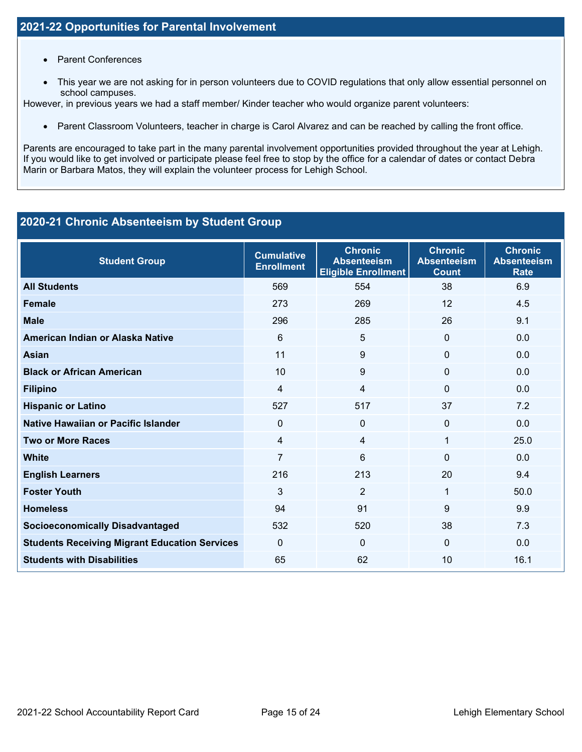## 2021-22 Opportunities for Parental Involvement

- Parent Conferences
- This year we are not asking for in person volunteers due to COVID regulations that only allow essential personnel on school campuses.

However, in previous years we had a staff member/ Kinder teacher who would organize parent volunteers:

- Parent Classroom Volunteers, teacher in charge is Carol Alvarez and can be reached by calling the front office.

Parents are encouraged to take part in the many parental involvement opportunities provided throughout the year at Lehigh. If you would like to get involved or participate please feel free to stop by the office for a calendar of dates or contact Debra Marin or Barbara Matos, they will explain the volunteer process for Lehigh School.

## 2020-21 Chronic Absenteeism by Student Group

| Student Group | Cumulative Enrollment | Chronic Absenteeism Eligible Enrollment | Chronic Absenteeism Count | Chronic Absenteeism Rate |
|---|---|---|---|---|
| **All Students** | 569 | 554 | 38 | 6.9 |
| **Female** | 273 | 269 | 12 | 4.5 |
| **Male** | 296 | 285 | 26 | 9.1 |
| **American Indian or Alaska Native** | 6 | 5 | 0 | 0.0 |
| **Asian** | 11 | 9 | 0 | 0.0 |
| **Black or African American** | 10 | 9 | 0 | 0.0 |
| **Filipino** | 4 | 4 | 0 | 0.0 |
| **Hispanic or Latino** | 527 | 517 | 37 | 7.2 |
| **Native Hawaiian or Pacific Islander** | 0 | 0 | 0 | 0.0 |
| **Two or More Races** | 4 | 4 | 1 | 25.0 |
| **White** | 7 | 6 | 0 | 0.0 |
| **English Learners** | 216 | 213 | 20 | 9.4 |
| **Foster Youth** | 3 | 2 | 1 | 50.0 |
| **Homeless** | 94 | 91 | 9 | 9.9 |
| **Socioeconomically Disadvantaged** | 532 | 520 | 38 | 7.3 |
| **Students Receiving Migrant Education Services** | 0 | 0 | 0 | 0.0 |
| **Students with Disabilities** | 65 | 62 | 10 | 16.1 |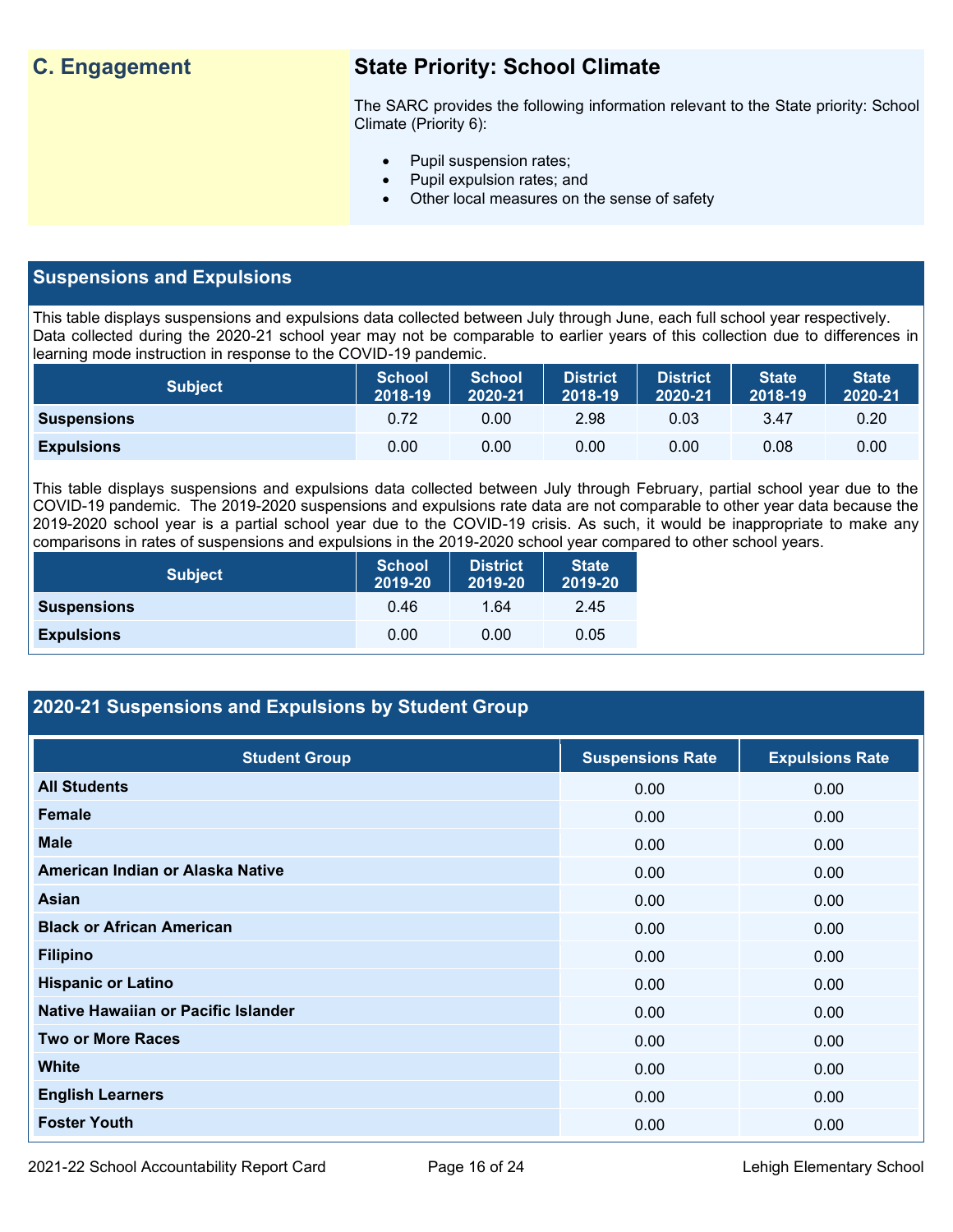## C. Engagement

## State Priority: School Climate

The SARC provides the following information relevant to the State priority: School Climate (Priority 6):

- Pupil suspension rates;
- Pupil expulsion rates; and
- Other local measures on the sense of safety

## Suspensions and Expulsions

This table displays suspensions and expulsions data collected between July through June, each full school year respectively. Data collected during the 2020-21 school year may not be comparable to earlier years of this collection due to differences in learning mode instruction in response to the COVID-19 pandemic.

| Subject | School 2018-19 | School 2020-21 | District 2018-19 | District 2020-21 | State 2018-19 | State 2020-21 |
|---|---|---|---|---|---|---|
| **Suspensions** | 0.72 | 0.00 | 2.98 | 0.03 | 3.47 | 0.20 |
| **Expulsions** | 0.00 | 0.00 | 0.00 | 0.00 | 0.08 | 0.00 |

This table displays suspensions and expulsions data collected between July through February, partial school year due to the COVID-19 pandemic. The 2019-2020 suspensions and expulsions rate data are not comparable to other year data because the 2019-2020 school year is a partial school year due to the COVID-19 crisis. As such, it would be inappropriate to make any comparisons in rates of suspensions and expulsions in the 2019-2020 school year compared to other school years.

| Subject | School 2019-20 | District 2019-20 | State 2019-20 |
|---|---|---|---|
| **Suspensions** | 0.46 | 1.64 | 2.45 |
| **Expulsions** | 0.00 | 0.00 | 0.05 |

## 2020-21 Suspensions and Expulsions by Student Group

| Student Group | Suspensions Rate | Expulsions Rate |
|---|---|---|
| **All Students** | 0.00 | 0.00 |
| **Female** | 0.00 | 0.00 |
| **Male** | 0.00 | 0.00 |
| **American Indian or Alaska Native** | 0.00 | 0.00 |
| **Asian** | 0.00 | 0.00 |
| **Black or African American** | 0.00 | 0.00 |
| **Filipino** | 0.00 | 0.00 |
| **Hispanic or Latino** | 0.00 | 0.00 |
| **Native Hawaiian or Pacific Islander** | 0.00 | 0.00 |
| **Two or More Races** | 0.00 | 0.00 |
| **White** | 0.00 | 0.00 |
| **English Learners** | 0.00 | 0.00 |
| **Foster Youth** | 0.00 | 0.00 |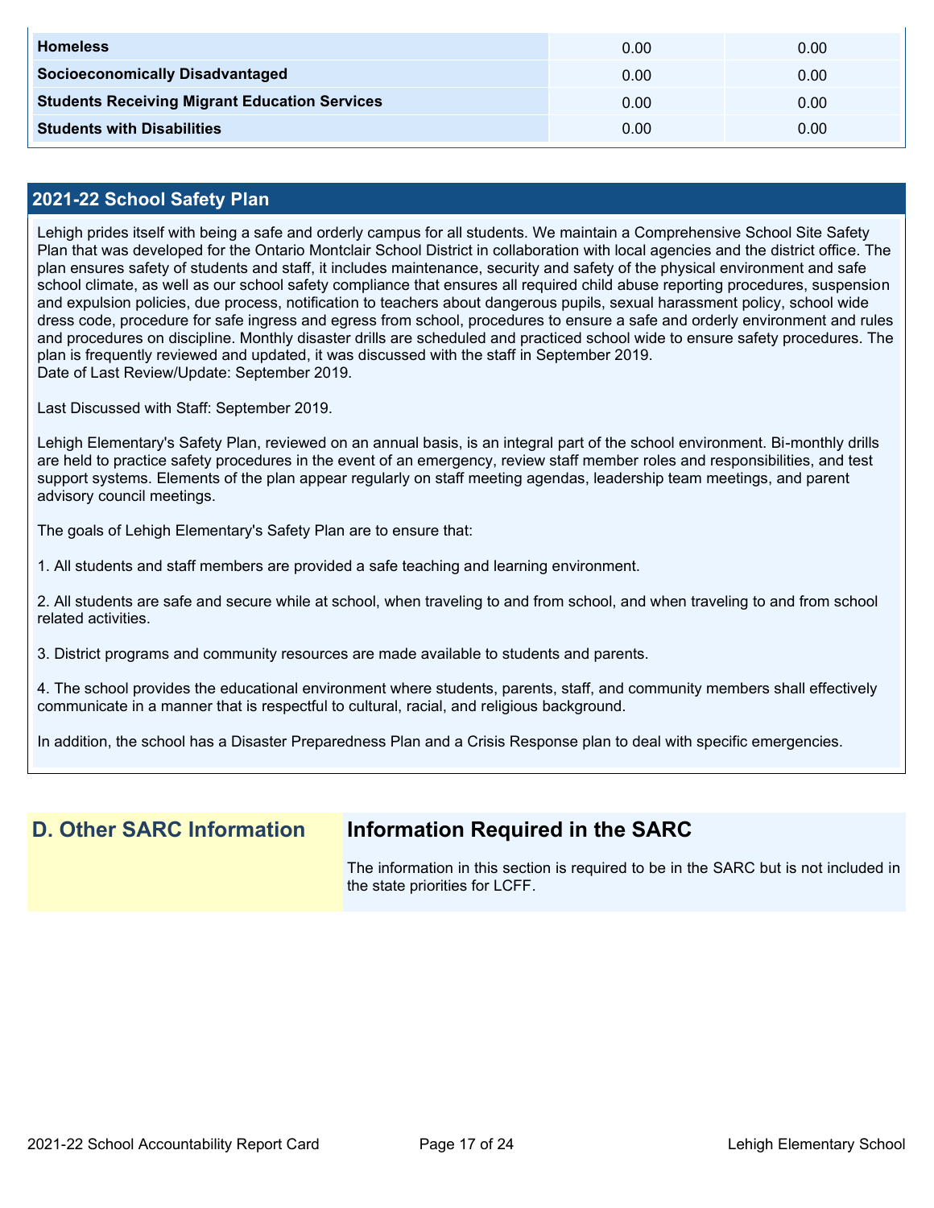| | | |
|---|---|---|
| **Homeless** | 0.00 | 0.00 |
| **Socioeconomically Disadvantaged** | 0.00 | 0.00 |
| **Students Receiving Migrant Education Services** | 0.00 | 0.00 |
| **Students with Disabilities** | 0.00 | 0.00 |

## 2021-22 School Safety Plan

Lehigh prides itself with being a safe and orderly campus for all students. We maintain a Comprehensive School Site Safety Plan that was developed for the Ontario Montclair School District in collaboration with local agencies and the district office. The plan ensures safety of students and staff, it includes maintenance, security and safety of the physical environment and safe school climate, as well as our school safety compliance that ensures all required child abuse reporting procedures, suspension and expulsion policies, due process, notification to teachers about dangerous pupils, sexual harassment policy, school wide dress code, procedure for safe ingress and egress from school, procedures to ensure a safe and orderly environment and rules and procedures on discipline. Monthly disaster drills are scheduled and practiced school wide to ensure safety procedures. The plan is frequently reviewed and updated, it was discussed with the staff in September 2019.
Date of Last Review/Update: September 2019.

Last Discussed with Staff: September 2019.

Lehigh Elementary's Safety Plan, reviewed on an annual basis, is an integral part of the school environment. Bi-monthly drills are held to practice safety procedures in the event of an emergency, review staff member roles and responsibilities, and test support systems. Elements of the plan appear regularly on staff meeting agendas, leadership team meetings, and parent advisory council meetings.

The goals of Lehigh Elementary's Safety Plan are to ensure that:

1. All students and staff members are provided a safe teaching and learning environment.

2. All students are safe and secure while at school, when traveling to and from school, and when traveling to and from school related activities.

3. District programs and community resources are made available to students and parents.

4. The school provides the educational environment where students, parents, staff, and community members shall effectively communicate in a manner that is respectful to cultural, racial, and religious background.

In addition, the school has a Disaster Preparedness Plan and a Crisis Response plan to deal with specific emergencies.

## D. Other SARC Information

## Information Required in the SARC

The information in this section is required to be in the SARC but is not included in the state priorities for LCFF.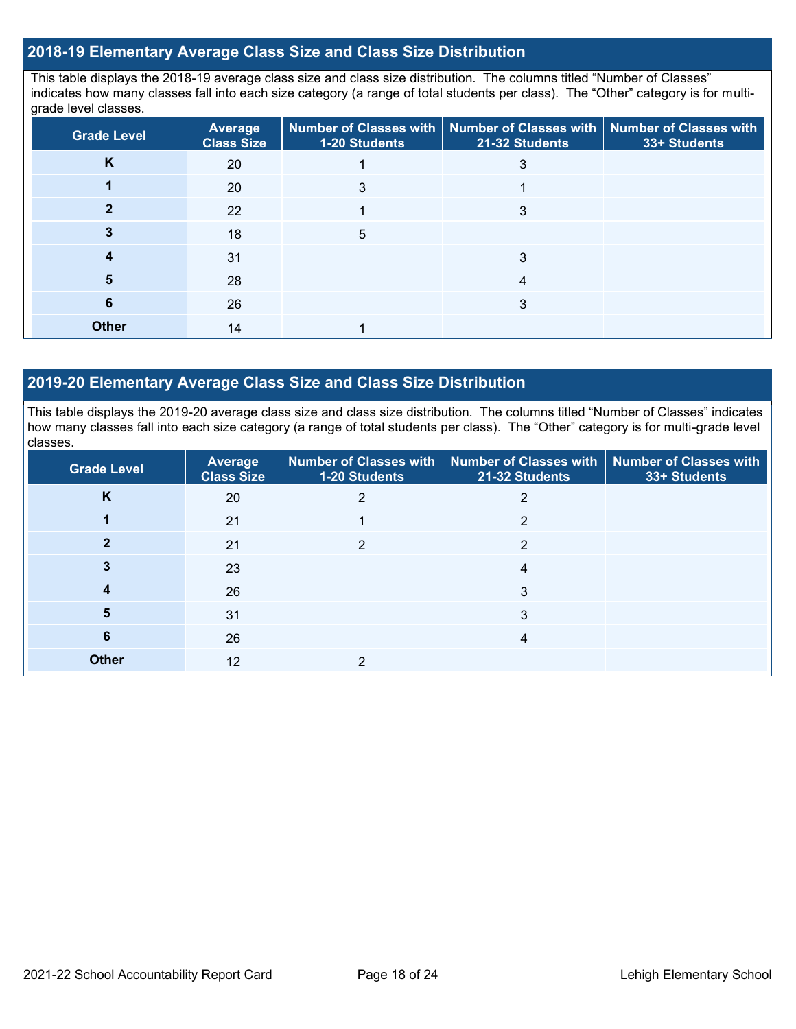## 2018-19 Elementary Average Class Size and Class Size Distribution

This table displays the 2018-19 average class size and class size distribution. The columns titled "Number of Classes" indicates how many classes fall into each size category (a range of total students per class). The "Other" category is for multi-grade level classes.

| Grade Level | Average Class Size | Number of Classes with 1-20 Students | Number of Classes with 21-32 Students | Number of Classes with 33+ Students |
|---|---|---|---|---|
| K | 20 | 1 | 3 | |
| 1 | 20 | 3 | 1 | |
| 2 | 22 | 1 | 3 | |
| 3 | 18 | 5 | | |
| 4 | 31 | | 3 | |
| 5 | 28 | | 4 | |
| 6 | 26 | | 3 | |
| Other | 14 | 1 | | |

## 2019-20 Elementary Average Class Size and Class Size Distribution

This table displays the 2019-20 average class size and class size distribution. The columns titled "Number of Classes" indicates how many classes fall into each size category (a range of total students per class). The "Other" category is for multi-grade level classes.

| Grade Level | Average Class Size | Number of Classes with 1-20 Students | Number of Classes with 21-32 Students | Number of Classes with 33+ Students |
|---|---|---|---|---|
| K | 20 | 2 | 2 | |
| 1 | 21 | 1 | 2 | |
| 2 | 21 | 2 | 2 | |
| 3 | 23 | | 4 | |
| 4 | 26 | | 3 | |
| 5 | 31 | | 3 | |
| 6 | 26 | | 4 | |
| Other | 12 | 2 | | |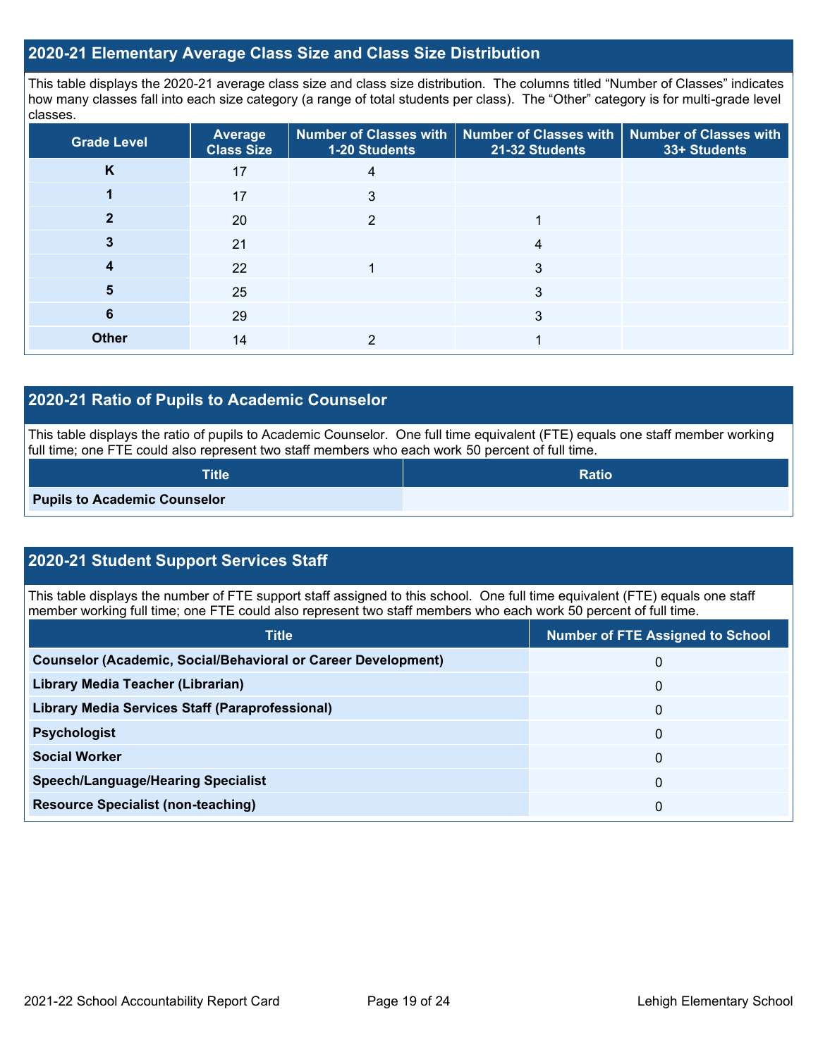## 2020-21 Elementary Average Class Size and Class Size Distribution

This table displays the 2020-21 average class size and class size distribution. The columns titled "Number of Classes" indicates how many classes fall into each size category (a range of total students per class). The "Other" category is for multi-grade level classes.

| Grade Level | Average Class Size | Number of Classes with 1-20 Students | Number of Classes with 21-32 Students | Number of Classes with 33+ Students |
|---|---|---|---|---|
| K | 17 | 4 | | |
| 1 | 17 | 3 | | |
| 2 | 20 | 2 | 1 | |
| 3 | 21 | | 4 | |
| 4 | 22 | 1 | 3 | |
| 5 | 25 | | 3 | |
| 6 | 29 | | 3 | |
| Other | 14 | 2 | 1 | |

## 2020-21 Ratio of Pupils to Academic Counselor

This table displays the ratio of pupils to Academic Counselor. One full time equivalent (FTE) equals one staff member working full time; one FTE could also represent two staff members who each work 50 percent of full time.

| Title | Ratio |
|---|---|
| Pupils to Academic Counselor | |

## 2020-21 Student Support Services Staff

This table displays the number of FTE support staff assigned to this school. One full time equivalent (FTE) equals one staff member working full time; one FTE could also represent two staff members who each work 50 percent of full time.

| Title | Number of FTE Assigned to School |
|---|---|
| Counselor (Academic, Social/Behavioral or Career Development) | 0 |
| Library Media Teacher (Librarian) | 0 |
| Library Media Services Staff (Paraprofessional) | 0 |
| Psychologist | 0 |
| Social Worker | 0 |
| Speech/Language/Hearing Specialist | 0 |
| Resource Specialist (non-teaching) | 0 |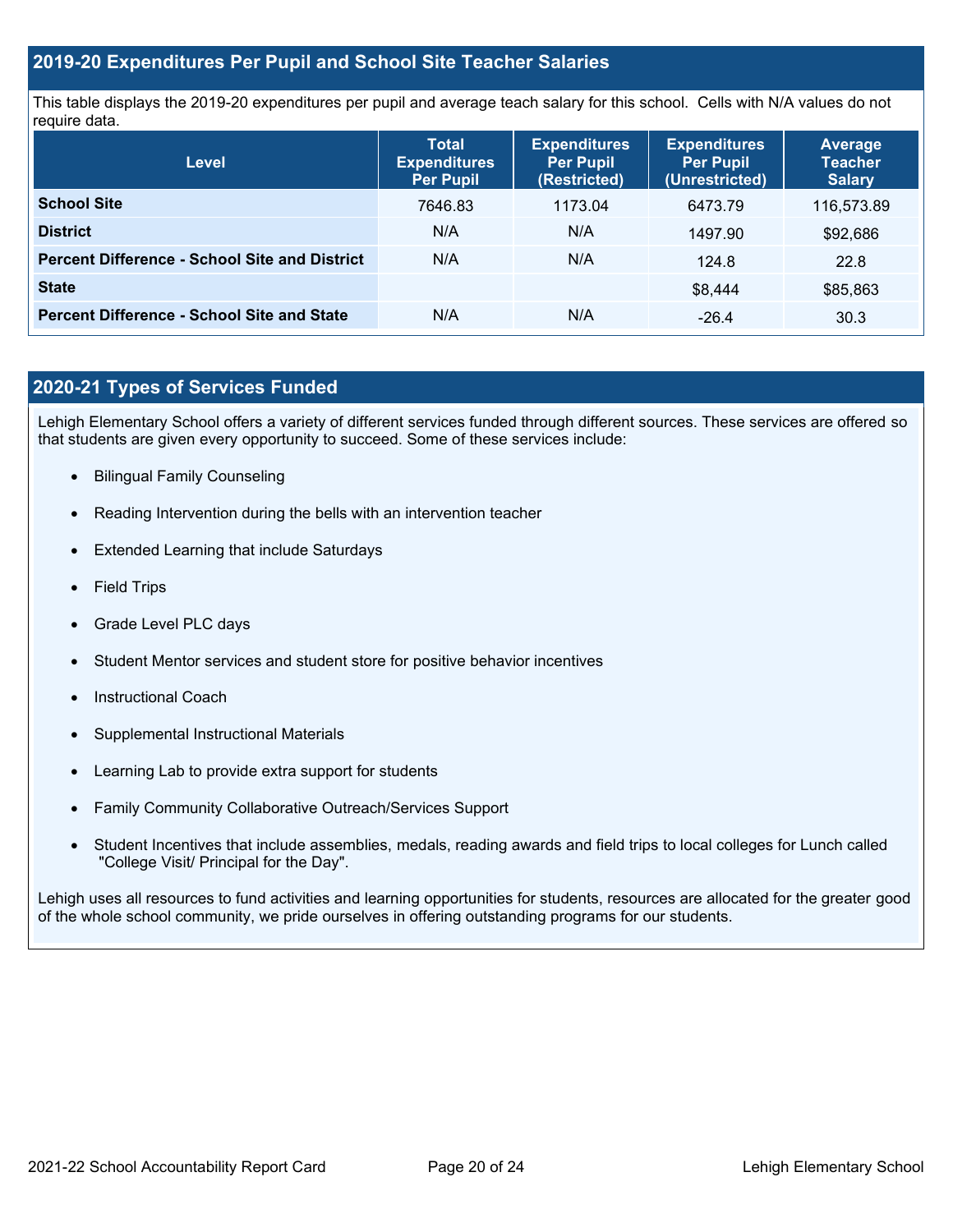## 2019-20 Expenditures Per Pupil and School Site Teacher Salaries

This table displays the 2019-20 expenditures per pupil and average teach salary for this school. Cells with N/A values do not require data.

| Level | Total Expenditures Per Pupil | Expenditures Per Pupil (Restricted) | Expenditures Per Pupil (Unrestricted) | Average Teacher Salary |
|---|---|---|---|---|
| **School Site** | 7646.83 | 1173.04 | 6473.79 | 116,573.89 |
| **District** | N/A | N/A | 1497.90 | $92,686 |
| **Percent Difference - School Site and District** | N/A | N/A | 124.8 | 22.8 |
| **State** | | | $8,444 | $85,863 |
| **Percent Difference - School Site and State** | N/A | N/A | -26.4 | 30.3 |

## 2020-21 Types of Services Funded

Lehigh Elementary School offers a variety of different services funded through different sources. These services are offered so that students are given every opportunity to succeed. Some of these services include:

- Bilingual Family Counseling
- Reading Intervention during the bells with an intervention teacher
- Extended Learning that include Saturdays
- Field Trips
- Grade Level PLC days
- Student Mentor services and student store for positive behavior incentives
- Instructional Coach
- Supplemental Instructional Materials
- Learning Lab to provide extra support for students
- Family Community Collaborative Outreach/Services Support
- Student Incentives that include assemblies, medals, reading awards and field trips to local colleges for Lunch called "College Visit/ Principal for the Day".

Lehigh uses all resources to fund activities and learning opportunities for students, resources are allocated for the greater good of the whole school community, we pride ourselves in offering outstanding programs for our students.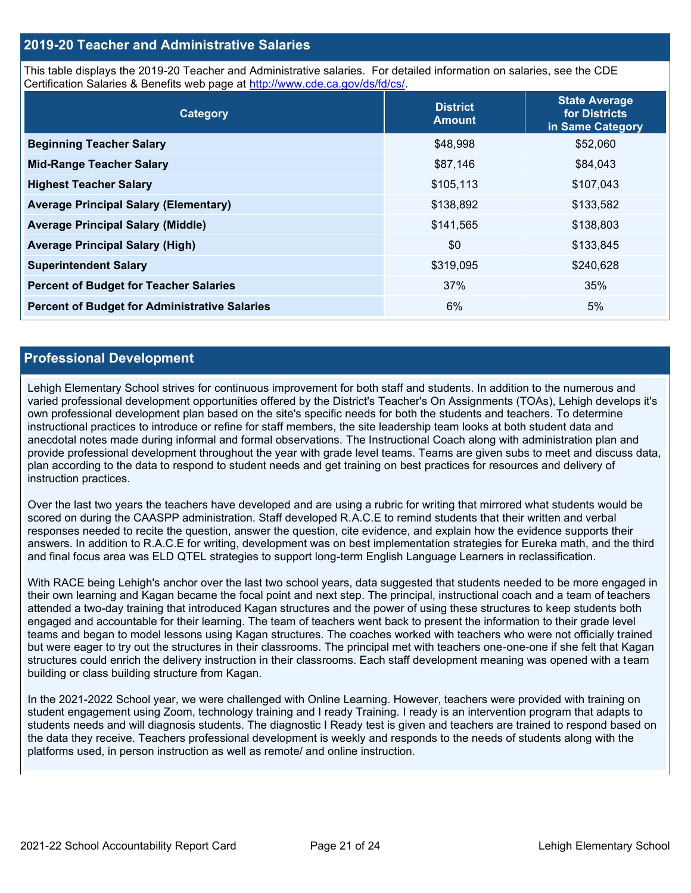## 2019-20 Teacher and Administrative Salaries

This table displays the 2019-20 Teacher and Administrative salaries. For detailed information on salaries, see the CDE Certification Salaries & Benefits web page at http://www.cde.ca.gov/ds/fd/cs/.

| Category | District Amount | State Average for Districts in Same Category |
|---|---|---|
| **Beginning Teacher Salary** | $48,998 | $52,060 |
| **Mid-Range Teacher Salary** | $87,146 | $84,043 |
| **Highest Teacher Salary** | $105,113 | $107,043 |
| **Average Principal Salary (Elementary)** | $138,892 | $133,582 |
| **Average Principal Salary (Middle)** | $141,565 | $138,803 |
| **Average Principal Salary (High)** | $0 | $133,845 |
| **Superintendent Salary** | $319,095 | $240,628 |
| **Percent of Budget for Teacher Salaries** | 37% | 35% |
| **Percent of Budget for Administrative Salaries** | 6% | 5% |

## Professional Development

Lehigh Elementary School strives for continuous improvement for both staff and students. In addition to the numerous and varied professional development opportunities offered by the District's Teacher's On Assignments (TOAs), Lehigh develops it's own professional development plan based on the site's specific needs for both the students and teachers. To determine instructional practices to introduce or refine for staff members, the site leadership team looks at both student data and anecdotal notes made during informal and formal observations. The Instructional Coach along with administration plan and provide professional development throughout the year with grade level teams. Teams are given subs to meet and discuss data, plan according to the data to respond to student needs and get training on best practices for resources and delivery of instruction practices.

Over the last two years the teachers have developed and are using a rubric for writing that mirrored what students would be scored on during the CAASPP administration. Staff developed R.A.C.E to remind students that their written and verbal responses needed to recite the question, answer the question, cite evidence, and explain how the evidence supports their answers. In addition to R.A.C.E for writing, development was on best implementation strategies for Eureka math, and the third and final focus area was ELD QTEL strategies to support long-term English Language Learners in reclassification.

With RACE being Lehigh's anchor over the last two school years, data suggested that students needed to be more engaged in their own learning and Kagan became the focal point and next step. The principal, instructional coach and a team of teachers attended a two-day training that introduced Kagan structures and the power of using these structures to keep students both engaged and accountable for their learning. The team of teachers went back to present the information to their grade level teams and began to model lessons using Kagan structures. The coaches worked with teachers who were not officially trained but were eager to try out the structures in their classrooms. The principal met with teachers one-one-one if she felt that Kagan structures could enrich the delivery instruction in their classrooms. Each staff development meaning was opened with a team building or class building structure from Kagan.

In the 2021-2022 School year, we were challenged with Online Learning. However, teachers were provided with training on student engagement using Zoom, technology training and I ready Training. I ready is an intervention program that adapts to students needs and will diagnosis students. The diagnostic I Ready test is given and teachers are trained to respond based on the data they receive. Teachers professional development is weekly and responds to the needs of students along with the platforms used, in person instruction as well as remote/ and online instruction.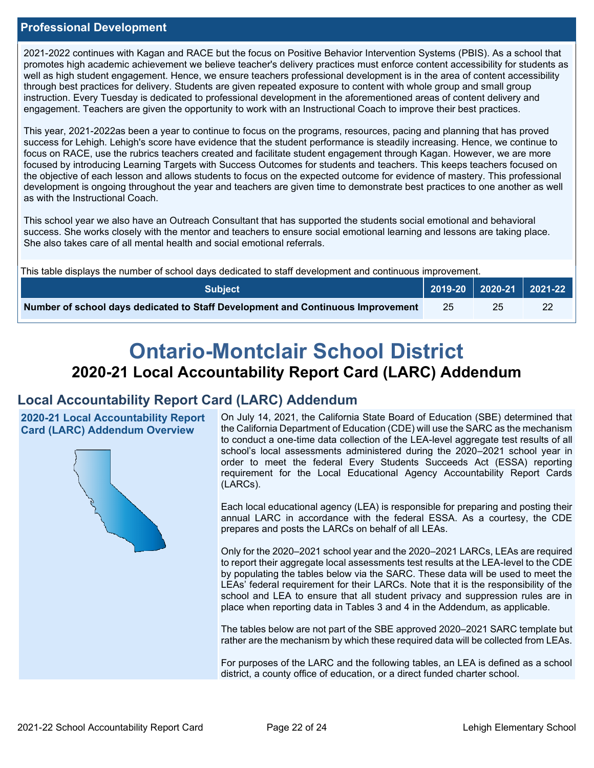## Professional Development

2021-2022 continues with Kagan and RACE but the focus on Positive Behavior Intervention Systems (PBIS). As a school that promotes high academic achievement we believe teacher's delivery practices must enforce content accessibility for students as well as high student engagement. Hence, we ensure teachers professional development is in the area of content accessibility through best practices for delivery. Students are given repeated exposure to content with whole group and small group instruction. Every Tuesday is dedicated to professional development in the aforementioned areas of content delivery and engagement. Teachers are given the opportunity to work with an Instructional Coach to improve their best practices.

This year, 2021-2022as been a year to continue to focus on the programs, resources, pacing and planning that has proved success for Lehigh. Lehigh's score have evidence that the student performance is steadily increasing. Hence, we continue to focus on RACE, use the rubrics teachers created and facilitate student engagement through Kagan. However, we are more focused by introducing Learning Targets with Success Outcomes for students and teachers. This keeps teachers focused on the objective of each lesson and allows students to focus on the expected outcome for evidence of mastery. This professional development is ongoing throughout the year and teachers are given time to demonstrate best practices to one another as well as with the Instructional Coach.

This school year we also have an Outreach Consultant that has supported the students social emotional and behavioral success. She works closely with the mentor and teachers to ensure social emotional learning and lessons are taking place. She also takes care of all mental health and social emotional referrals.

This table displays the number of school days dedicated to staff development and continuous improvement.

| Subject | 2019-20 | 2020-21 | 2021-22 |
|---|---|---|---|
| **Number of school days dedicated to Staff Development and Continuous Improvement** | 25 | 25 | 22 |

# Ontario-Montclair School District

## 2020-21 Local Accountability Report Card (LARC) Addendum

## Local Accountability Report Card (LARC) Addendum

### 2020-21 Local Accountability Report Card (LARC) Addendum Overview

On July 14, 2021, the California State Board of Education (SBE) determined that the California Department of Education (CDE) will use the SARC as the mechanism to conduct a one-time data collection of the LEA-level aggregate test results of all school's local assessments administered during the 2020–2021 school year in order to meet the federal Every Students Succeeds Act (ESSA) reporting requirement for the Local Educational Agency Accountability Report Cards (LARCs).

Each local educational agency (LEA) is responsible for preparing and posting their annual LARC in accordance with the federal ESSA. As a courtesy, the CDE prepares and posts the LARCs on behalf of all LEAs.

Only for the 2020–2021 school year and the 2020–2021 LARCs, LEAs are required to report their aggregate local assessments test results at the LEA-level to the CDE by populating the tables below via the SARC. These data will be used to meet the LEAs' federal requirement for their LARCs. Note that it is the responsibility of the school and LEA to ensure that all student privacy and suppression rules are in place when reporting data in Tables 3 and 4 in the Addendum, as applicable.

The tables below are not part of the SBE approved 2020–2021 SARC template but rather are the mechanism by which these required data will be collected from LEAs.

For purposes of the LARC and the following tables, an LEA is defined as a school district, a county office of education, or a direct funded charter school.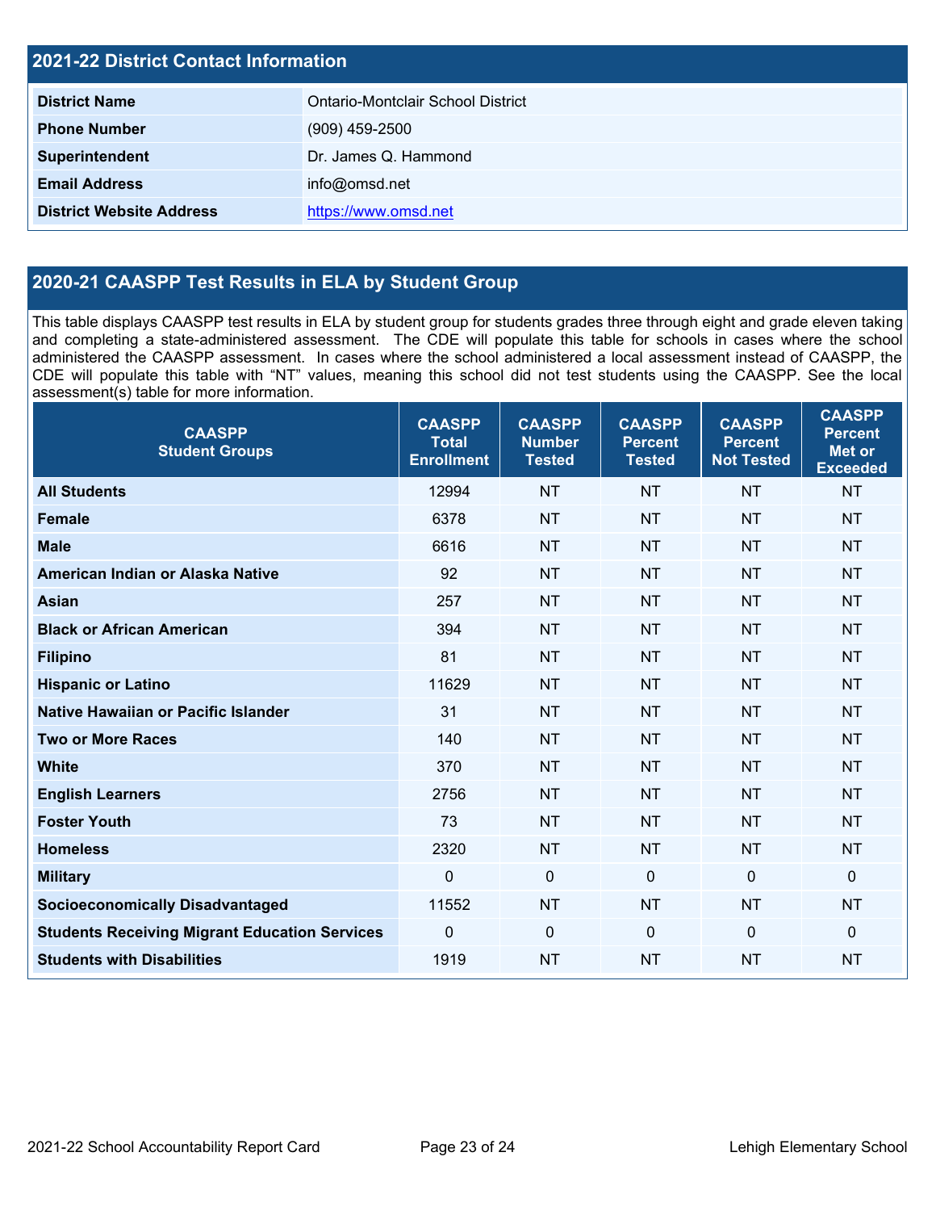## 2021-22 District Contact Information

| | |
|---|---|
| **District Name** | Ontario-Montclair School District |
| **Phone Number** | (909) 459-2500 |
| **Superintendent** | Dr. James Q. Hammond |
| **Email Address** | info@omsd.net |
| **District Website Address** | https://www.omsd.net |

## 2020-21 CAASPP Test Results in ELA by Student Group

This table displays CAASPP test results in ELA by student group for students grades three through eight and grade eleven taking and completing a state-administered assessment. The CDE will populate this table for schools in cases where the school administered the CAASPP assessment. In cases where the school administered a local assessment instead of CAASPP, the CDE will populate this table with "NT" values, meaning this school did not test students using the CAASPP. See the local assessment(s) table for more information.

| CAASPP Student Groups | CAASPP Total Enrollment | CAASPP Number Tested | CAASPP Percent Tested | CAASPP Percent Not Tested | CAASPP Percent Met or Exceeded |
|---|---|---|---|---|---|
| **All Students** | 12994 | NT | NT | NT | NT |
| **Female** | 6378 | NT | NT | NT | NT |
| **Male** | 6616 | NT | NT | NT | NT |
| **American Indian or Alaska Native** | 92 | NT | NT | NT | NT |
| **Asian** | 257 | NT | NT | NT | NT |
| **Black or African American** | 394 | NT | NT | NT | NT |
| **Filipino** | 81 | NT | NT | NT | NT |
| **Hispanic or Latino** | 11629 | NT | NT | NT | NT |
| **Native Hawaiian or Pacific Islander** | 31 | NT | NT | NT | NT |
| **Two or More Races** | 140 | NT | NT | NT | NT |
| **White** | 370 | NT | NT | NT | NT |
| **English Learners** | 2756 | NT | NT | NT | NT |
| **Foster Youth** | 73 | NT | NT | NT | NT |
| **Homeless** | 2320 | NT | NT | NT | NT |
| **Military** | 0 | 0 | 0 | 0 | 0 |
| **Socioeconomically Disadvantaged** | 11552 | NT | NT | NT | NT |
| **Students Receiving Migrant Education Services** | 0 | 0 | 0 | 0 | 0 |
| **Students with Disabilities** | 1919 | NT | NT | NT | NT |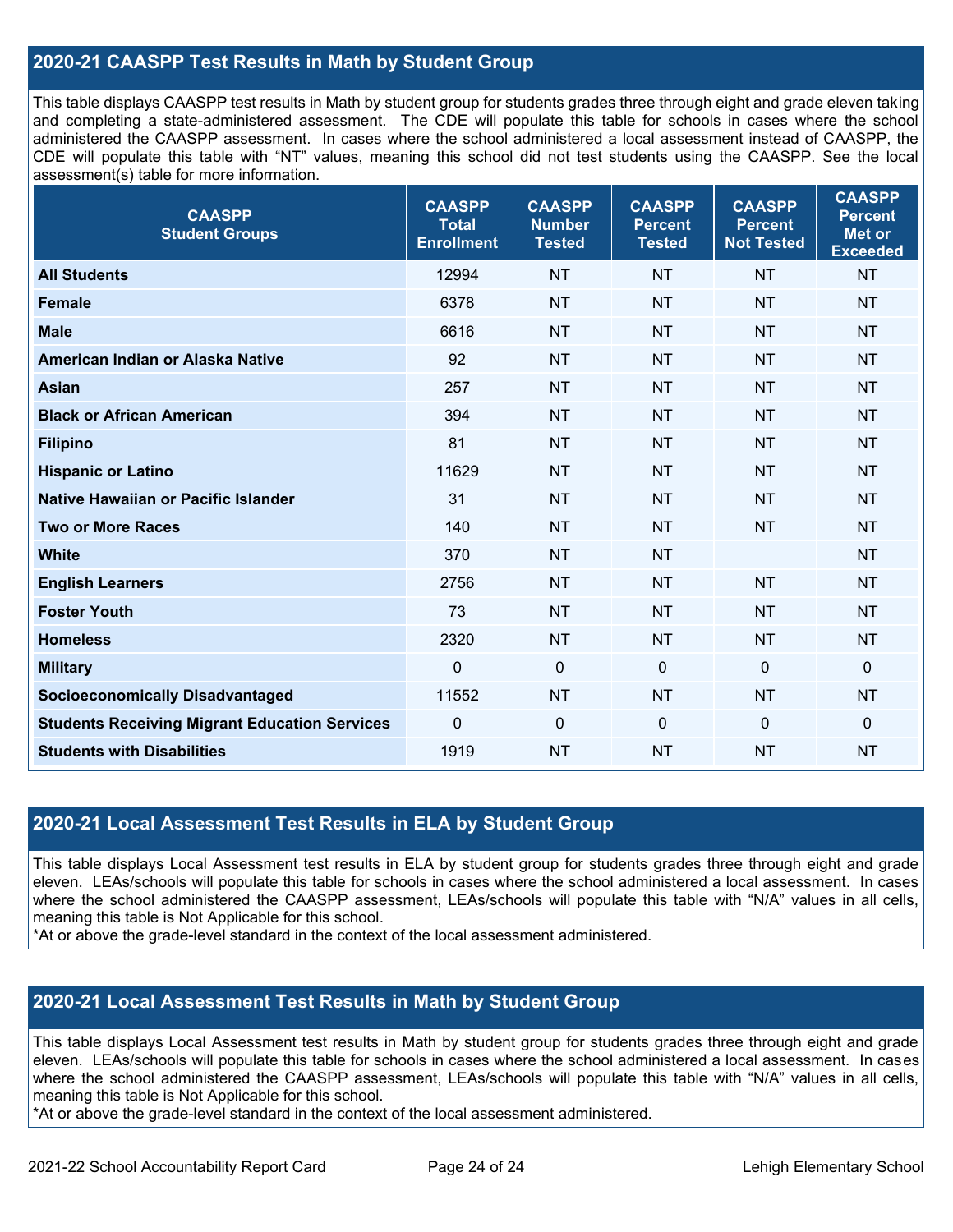## 2020-21 CAASPP Test Results in Math by Student Group

This table displays CAASPP test results in Math by student group for students grades three through eight and grade eleven taking and completing a state-administered assessment. The CDE will populate this table for schools in cases where the school administered the CAASPP assessment. In cases where the school administered a local assessment instead of CAASPP, the CDE will populate this table with "NT" values, meaning this school did not test students using the CAASPP. See the local assessment(s) table for more information.

| CAASPP Student Groups | CAASPP Total Enrollment | CAASPP Number Tested | CAASPP Percent Tested | CAASPP Percent Not Tested | CAASPP Percent Met or Exceeded |
|---|---|---|---|---|---|
| **All Students** | 12994 | NT | NT | NT | NT |
| **Female** | 6378 | NT | NT | NT | NT |
| **Male** | 6616 | NT | NT | NT | NT |
| **American Indian or Alaska Native** | 92 | NT | NT | NT | NT |
| **Asian** | 257 | NT | NT | NT | NT |
| **Black or African American** | 394 | NT | NT | NT | NT |
| **Filipino** | 81 | NT | NT | NT | NT |
| **Hispanic or Latino** | 11629 | NT | NT | NT | NT |
| **Native Hawaiian or Pacific Islander** | 31 | NT | NT | NT | NT |
| **Two or More Races** | 140 | NT | NT | NT | NT |
| **White** | 370 | NT | NT | | NT |
| **English Learners** | 2756 | NT | NT | NT | NT |
| **Foster Youth** | 73 | NT | NT | NT | NT |
| **Homeless** | 2320 | NT | NT | NT | NT |
| **Military** | 0 | 0 | 0 | 0 | 0 |
| **Socioeconomically Disadvantaged** | 11552 | NT | NT | NT | NT |
| **Students Receiving Migrant Education Services** | 0 | 0 | 0 | 0 | 0 |
| **Students with Disabilities** | 1919 | NT | NT | NT | NT |

## 2020-21 Local Assessment Test Results in ELA by Student Group

This table displays Local Assessment test results in ELA by student group for students grades three through eight and grade eleven. LEAs/schools will populate this table for schools in cases where the school administered a local assessment. In cases where the school administered the CAASPP assessment, LEAs/schools will populate this table with "N/A" values in all cells, meaning this table is Not Applicable for this school.

*At or above the grade-level standard in the context of the local assessment administered.

## 2020-21 Local Assessment Test Results in Math by Student Group

This table displays Local Assessment test results in Math by student group for students grades three through eight and grade eleven. LEAs/schools will populate this table for schools in cases where the school administered a local assessment. In cases where the school administered the CAASPP assessment, LEAs/schools will populate this table with "N/A" values in all cells, meaning this table is Not Applicable for this school.

*At or above the grade-level standard in the context of the local assessment administered.